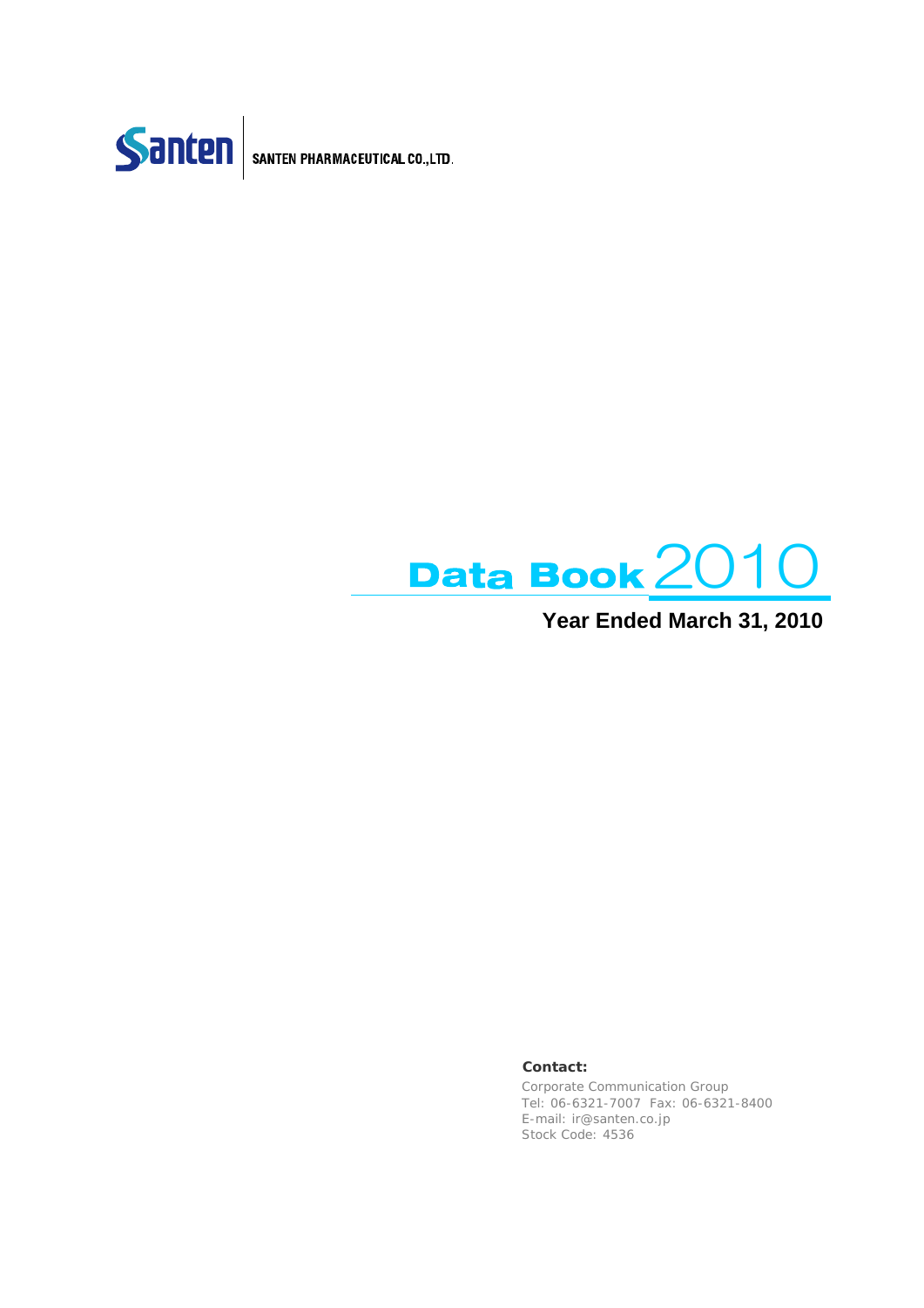Santen | SANTEN PHARMACEUTICAL CO.,LTD.

# Data Book 2010

**Year Ended March 31, 2010**

**Contact:**

Corporate Communication Group
Tel: 06-6321-7007 Fax: 06-6321-8400
E-mail: ir@santen.co.jp
Stock Code: 4536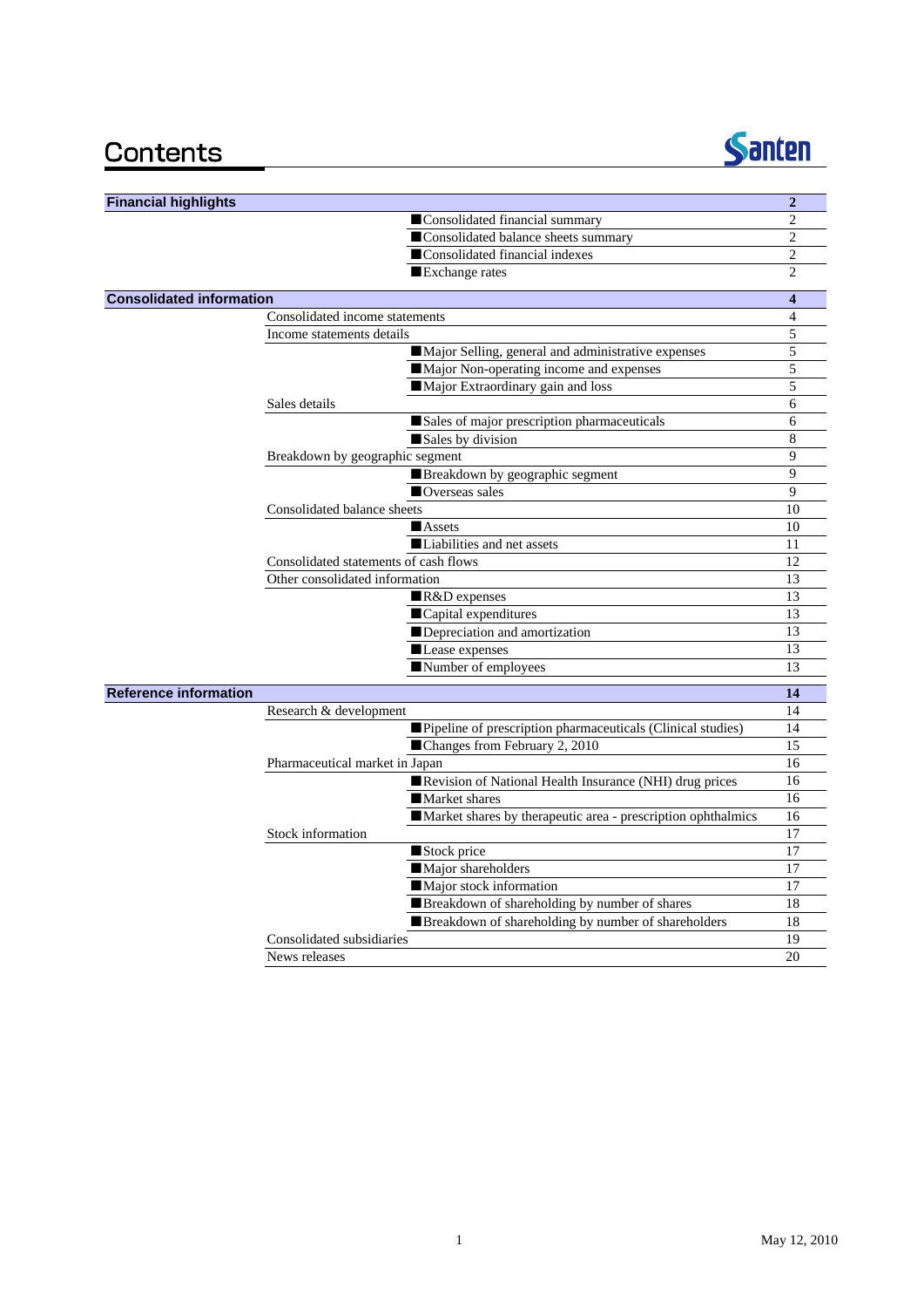# Contents

Santen

| Section | Subsection | Item | Page |
|---|---|---|---|
| **Financial highlights** | | | **2** |
| | | ■Consolidated financial summary | 2 |
| | | ■Consolidated balance sheets summary | 2 |
| | | ■Consolidated financial indexes | 2 |
| | | ■Exchange rates | 2 |
| **Consolidated information** | | | **4** |
| | Consolidated income statements | | 4 |
| | Income statements details | | 5 |
| | | ■Major Selling, general and administrative expenses | 5 |
| | | ■Major Non-operating income and expenses | 5 |
| | | ■Major Extraordinary gain and loss | 5 |
| | Sales details | | 6 |
| | | ■Sales of major prescription pharmaceuticals | 6 |
| | | ■Sales by division | 8 |
| | Breakdown by geographic segment | | 9 |
| | | ■Breakdown by geographic segment | 9 |
| | | ■Overseas sales | 9 |
| | Consolidated balance sheets | | 10 |
| | | ■Assets | 10 |
| | | ■Liabilities and net assets | 11 |
| | Consolidated statements of cash flows | | 12 |
| | Other consolidated information | | 13 |
| | | ■R&D expenses | 13 |
| | | ■Capital expenditures | 13 |
| | | ■Depreciation and amortization | 13 |
| | | ■Lease expenses | 13 |
| | | ■Number of employees | 13 |
| **Reference information** | | | **14** |
| | Research & development | | 14 |
| | | ■Pipeline of prescription pharmaceuticals (Clinical studies) | 14 |
| | | ■Changes from February 2, 2010 | 15 |
| | Pharmaceutical market in Japan | | 16 |
| | | ■Revision of National Health Insurance (NHI) drug prices | 16 |
| | | ■Market shares | 16 |
| | | ■Market shares by therapeutic area - prescription ophthalmics | 16 |
| | Stock information | | 17 |
| | | ■Stock price | 17 |
| | | ■Major shareholders | 17 |
| | | ■Major stock information | 17 |
| | | ■Breakdown of shareholding by number of shares | 18 |
| | | ■Breakdown of shareholding by number of shareholders | 18 |
| | Consolidated subsidiaries | | 19 |
| | News releases | | 20 |

May 12, 2010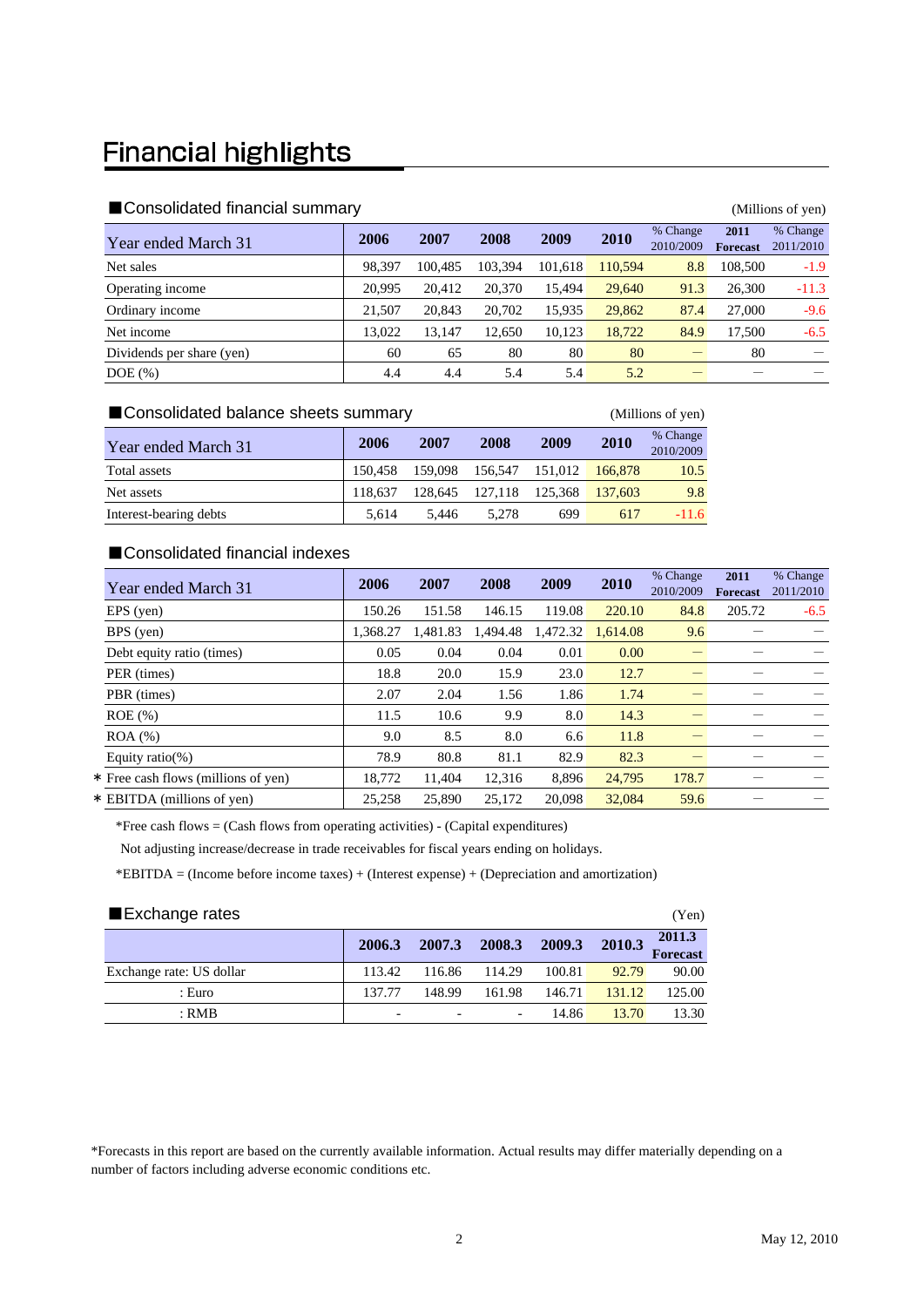# Financial highlights

## ■Consolidated financial summary

(Millions of yen)

| Year ended March 31 | 2006 | 2007 | 2008 | 2009 | 2010 | % Change 2010/2009 | 2011 Forecast | % Change 2011/2010 |
|---|---|---|---|---|---|---|---|---|
| Net sales | 98,397 | 100,485 | 103,394 | 101,618 | 110,594 | 8.8 | 108,500 | -1.9 |
| Operating income | 20,995 | 20,412 | 20,370 | 15,494 | 29,640 | 91.3 | 26,300 | -11.3 |
| Ordinary income | 21,507 | 20,843 | 20,702 | 15,935 | 29,862 | 87.4 | 27,000 | -9.6 |
| Net income | 13,022 | 13,147 | 12,650 | 10,123 | 18,722 | 84.9 | 17,500 | -6.5 |
| Dividends per share (yen) | 60 | 65 | 80 | 80 | 80 | — | 80 | — |
| DOE (%) | 4.4 | 4.4 | 5.4 | 5.4 | 5.2 | — | — | — |

## ■Consolidated balance sheets summary

(Millions of yen)

| Year ended March 31 | 2006 | 2007 | 2008 | 2009 | 2010 | % Change 2010/2009 |
|---|---|---|---|---|---|---|
| Total assets | 150,458 | 159,098 | 156,547 | 151,012 | 166,878 | 10.5 |
| Net assets | 118,637 | 128,645 | 127,118 | 125,368 | 137,603 | 9.8 |
| Interest-bearing debts | 5,614 | 5,446 | 5,278 | 699 | 617 | -11.6 |

## ■Consolidated financial indexes

| Year ended March 31 | 2006 | 2007 | 2008 | 2009 | 2010 | % Change 2010/2009 | 2011 Forecast | % Change 2011/2010 |
|---|---|---|---|---|---|---|---|---|
| EPS (yen) | 150.26 | 151.58 | 146.15 | 119.08 | 220.10 | 84.8 | 205.72 | -6.5 |
| BPS (yen) | 1,368.27 | 1,481.83 | 1,494.48 | 1,472.32 | 1,614.08 | 9.6 | — | — |
| Debt equity ratio (times) | 0.05 | 0.04 | 0.04 | 0.01 | 0.00 | — | — | — |
| PER (times) | 18.8 | 20.0 | 15.9 | 23.0 | 12.7 | — | — | — |
| PBR (times) | 2.07 | 2.04 | 1.56 | 1.86 | 1.74 | — | — | — |
| ROE (%) | 11.5 | 10.6 | 9.9 | 8.0 | 14.3 | — | — | — |
| ROA (%) | 9.0 | 8.5 | 8.0 | 6.6 | 11.8 | — | — | — |
| Equity ratio(%) | 78.9 | 80.8 | 81.1 | 82.9 | 82.3 | — | — | — |
| * Free cash flows (millions of yen) | 18,772 | 11,404 | 12,316 | 8,896 | 24,795 | 178.7 | — | — |
| * EBITDA (millions of yen) | 25,258 | 25,890 | 25,172 | 20,098 | 32,084 | 59.6 | — | — |

*Free cash flows = (Cash flows from operating activities) - (Capital expenditures)

Not adjusting increase/decrease in trade receivables for fiscal years ending on holidays.

*EBITDA = (Income before income taxes) + (Interest expense) + (Depreciation and amortization)

## ■Exchange rates

(Yen)

| | 2006.3 | 2007.3 | 2008.3 | 2009.3 | 2010.3 | 2011.3 Forecast |
|---|---|---|---|---|---|---|
| Exchange rate: US dollar | 113.42 | 116.86 | 114.29 | 100.81 | 92.79 | 90.00 |
| : Euro | 137.77 | 148.99 | 161.98 | 146.71 | 131.12 | 125.00 |
| : RMB | - | - | - | 14.86 | 13.70 | 13.30 |

*Forecasts in this report are based on the currently available information. Actual results may differ materially depending on a number of factors including adverse economic conditions etc.

May 12, 2010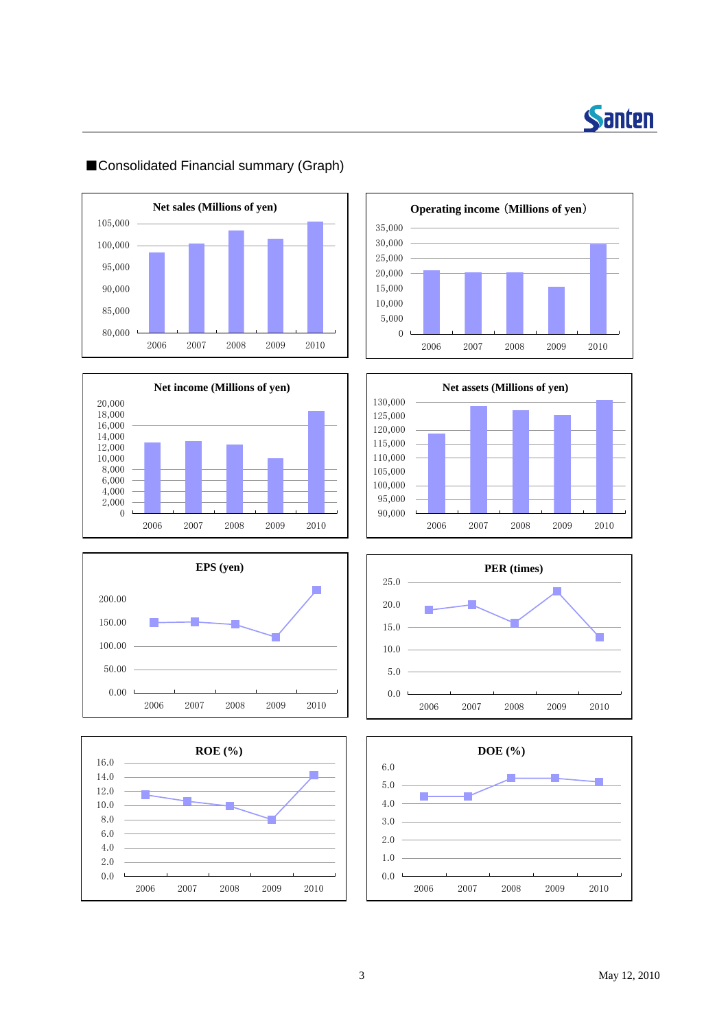■Consolidated Financial summary (Graph)

**Net sales (Millions of yen)**

**Operating income（Millions of yen）**

**Net income (Millions of yen)**

**Net assets (Millions of yen)**

**EPS (yen)**

**PER (times)**

**ROE (%)**

**DOE (%)**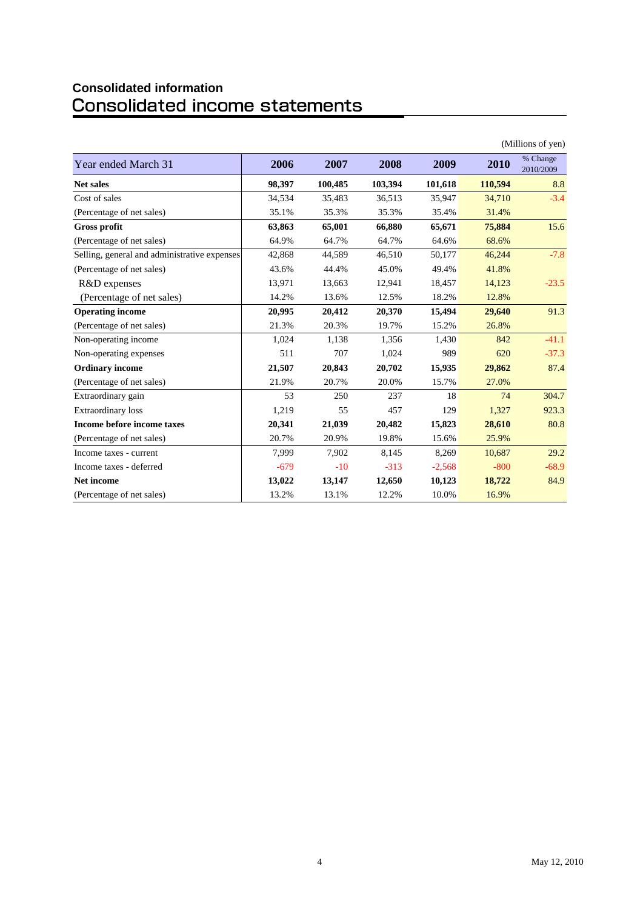## Consolidated information

# Consolidated income statements

(Millions of yen)

| Year ended March 31 | 2006 | 2007 | 2008 | 2009 | 2010 | % Change 2010/2009 |
|---|---|---|---|---|---|---|
| **Net sales** | **98,397** | **100,485** | **103,394** | **101,618** | **110,594** | 8.8 |
| Cost of sales | 34,534 | 35,483 | 36,513 | 35,947 | 34,710 | -3.4 |
| (Percentage of net sales) | 35.1% | 35.3% | 35.3% | 35.4% | 31.4% | |
| **Gross profit** | **63,863** | **65,001** | **66,880** | **65,671** | **75,884** | 15.6 |
| (Percentage of net sales) | 64.9% | 64.7% | 64.7% | 64.6% | 68.6% | |
| Selling, general and administrative expenses | 42,868 | 44,589 | 46,510 | 50,177 | 46,244 | -7.8 |
| (Percentage of net sales) | 43.6% | 44.4% | 45.0% | 49.4% | 41.8% | |
| R&D expenses | 13,971 | 13,663 | 12,941 | 18,457 | 14,123 | -23.5 |
| (Percentage of net sales) | 14.2% | 13.6% | 12.5% | 18.2% | 12.8% | |
| **Operating income** | **20,995** | **20,412** | **20,370** | **15,494** | **29,640** | 91.3 |
| (Percentage of net sales) | 21.3% | 20.3% | 19.7% | 15.2% | 26.8% | |
| Non-operating income | 1,024 | 1,138 | 1,356 | 1,430 | 842 | -41.1 |
| Non-operating expenses | 511 | 707 | 1,024 | 989 | 620 | -37.3 |
| **Ordinary income** | **21,507** | **20,843** | **20,702** | **15,935** | **29,862** | 87.4 |
| (Percentage of net sales) | 21.9% | 20.7% | 20.0% | 15.7% | 27.0% | |
| Extraordinary gain | 53 | 250 | 237 | 18 | 74 | 304.7 |
| Extraordinary loss | 1,219 | 55 | 457 | 129 | 1,327 | 923.3 |
| **Income before income taxes** | **20,341** | **21,039** | **20,482** | **15,823** | **28,610** | 80.8 |
| (Percentage of net sales) | 20.7% | 20.9% | 19.8% | 15.6% | 25.9% | |
| Income taxes - current | 7,999 | 7,902 | 8,145 | 8,269 | 10,687 | 29.2 |
| Income taxes - deferred | -679 | -10 | -313 | -2,568 | -800 | -68.9 |
| **Net income** | **13,022** | **13,147** | **12,650** | **10,123** | **18,722** | 84.9 |
| (Percentage of net sales) | 13.2% | 13.1% | 12.2% | 10.0% | 16.9% | |

May 12, 2010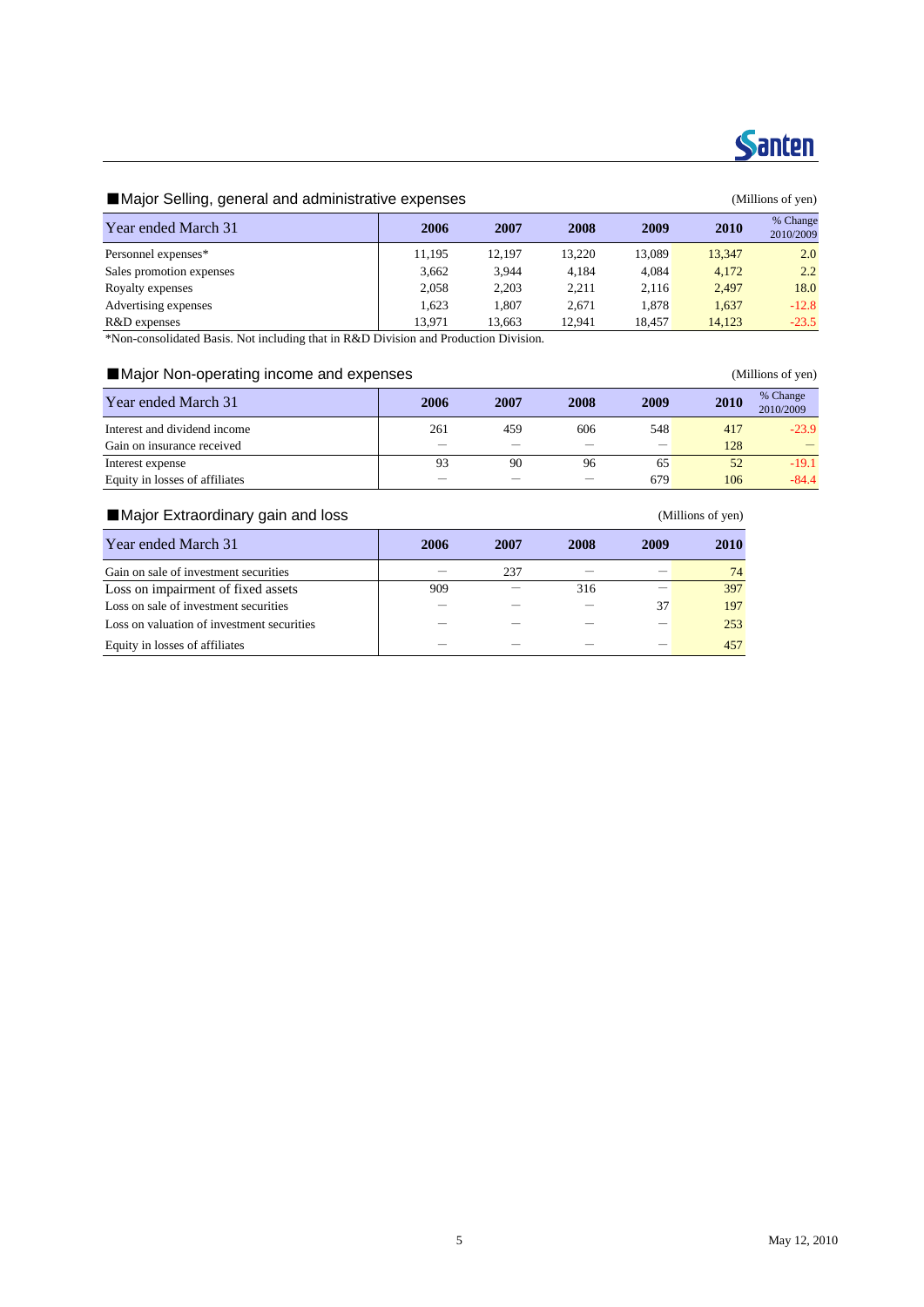## ■Major Selling, general and administrative expenses

(Millions of yen)

| Year ended March 31 | 2006 | 2007 | 2008 | 2009 | 2010 | % Change 2010/2009 |
|---|---|---|---|---|---|---|
| Personnel expenses* | 11,195 | 12,197 | 13,220 | 13,089 | 13,347 | 2.0 |
| Sales promotion expenses | 3,662 | 3,944 | 4,184 | 4,084 | 4,172 | 2.2 |
| Royalty expenses | 2,058 | 2,203 | 2,211 | 2,116 | 2,497 | 18.0 |
| Advertising expenses | 1,623 | 1,807 | 2,671 | 1,878 | 1,637 | -12.8 |
| R&D expenses | 13,971 | 13,663 | 12,941 | 18,457 | 14,123 | -23.5 |

*Non-consolidated Basis. Not including that in R&D Division and Production Division.

## ■Major Non-operating income and expenses

(Millions of yen)

| Year ended March 31 | 2006 | 2007 | 2008 | 2009 | 2010 | % Change 2010/2009 |
|---|---|---|---|---|---|---|
| Interest and dividend income | 261 | 459 | 606 | 548 | 417 | -23.9 |
| Gain on insurance received | ― | ― | ― | ― | 128 | ― |
| Interest expense | 93 | 90 | 96 | 65 | 52 | -19.1 |
| Equity in losses of affiliates | ― | ― | ― | 679 | 106 | -84.4 |

## ■Major Extraordinary gain and loss

(Millions of yen)

| Year ended March 31 | 2006 | 2007 | 2008 | 2009 | 2010 |
|---|---|---|---|---|---|
| Gain on sale of investment securities | ― | 237 | ― | ― | 74 |
| Loss on impairment of fixed assets | 909 | ― | 316 | ― | 397 |
| Loss on sale of investment securities | ― | ― | ― | 37 | 197 |
| Loss on valuation of investment securities | ― | ― | ― | ― | 253 |
| Equity in losses of affiliates | ― | ― | ― | ― | 457 |

May 12, 2010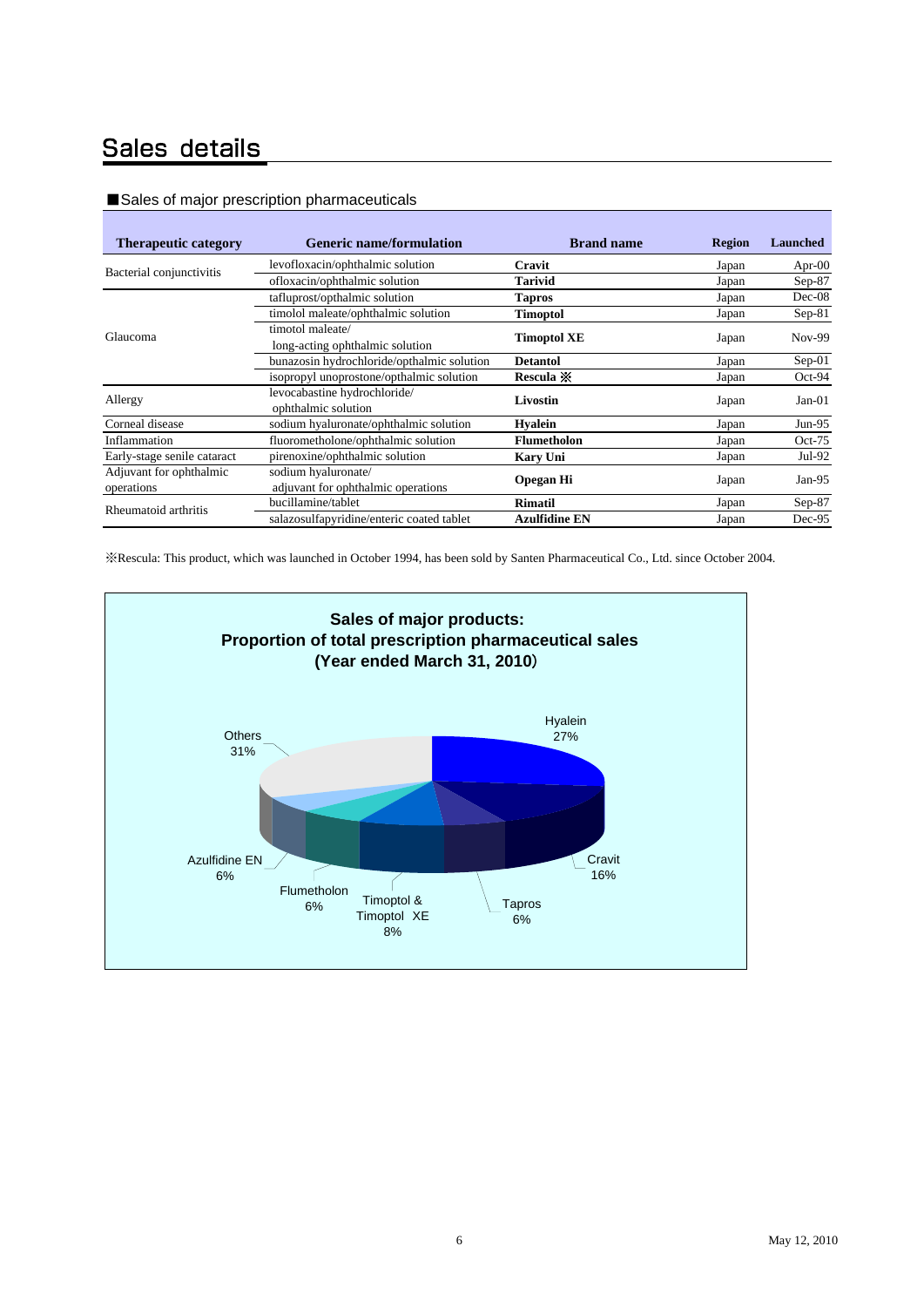# Sales details

■Sales of major prescription pharmaceuticals

| Therapeutic category | Generic name/formulation | Brand name | Region | Launched |
|---|---|---|---|---|
| Bacterial conjunctivitis | levofloxacin/ophthalmic solution | **Cravit** | Japan | Apr-00 |
| | ofloxacin/ophthalmic solution | **Tarivid** | Japan | Sep-87 |
| Glaucoma | tafluprost/opthalmic solution | **Tapros** | Japan | Dec-08 |
| | timolol maleate/ophthalmic solution | **Timoptol** | Japan | Sep-81 |
| | timotol maleate/ long-acting ophthalmic solution | **Timoptol XE** | Japan | Nov-99 |
| | bunazosin hydrochloride/opthalmic solution | **Detantol** | Japan | Sep-01 |
| | isopropyl unoprostone/opthalmic solution | **Rescula ※** | Japan | Oct-94 |
| Allergy | levocabastine hydrochloride/ ophthalmic solution | **Livostin** | Japan | Jan-01 |
| Corneal disease | sodium hyaluronate/ophthalmic solution | **Hyalein** | Japan | Jun-95 |
| Inflammation | fluorometholone/ophthalmic solution | **Flumetholon** | Japan | Oct-75 |
| Early-stage senile cataract | pirenoxine/ophthalmic solution | **Kary Uni** | Japan | Jul-92 |
| Adjuvant for ophthalmic operations | sodium hyaluronate/ adjuvant for ophthalmic operations | **Opegan Hi** | Japan | Jan-95 |
| Rheumatoid arthritis | bucillamine/tablet | **Rimatil** | Japan | Sep-87 |
| | salazosulfapyridine/enteric coated tablet | **Azulfidine EN** | Japan | Dec-95 |

※Rescula: This product, which was launched in October 1994, has been sold by Santen Pharmaceutical Co., Ltd. since October 2004.

**Sales of major products: Proportion of total prescription pharmaceutical sales (Year ended March 31, 2010)**

| Product | Proportion |
|---|---|
| Hyalein | 27% |
| Cravit | 16% |
| Tapros | 6% |
| Timoptol & Timoptol XE | 8% |
| Flumetholon | 6% |
| Azulfidine EN | 6% |
| Others | 31% |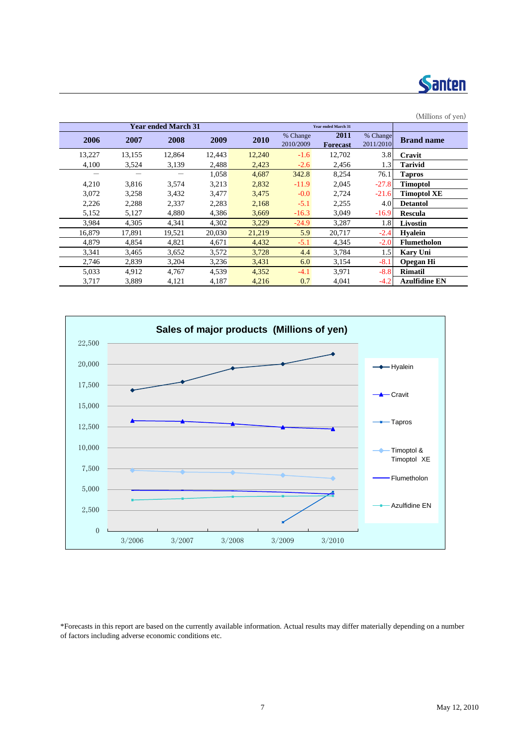(Millions of yen)

| Year ended March 31 | | | | | | Year ended March 31 | | |
|---|---|---|---|---|---|---|---|---|
| 2006 | 2007 | 2008 | 2009 | 2010 | % Change 2010/2009 | 2011 Forecast | % Change 2011/2010 | Brand name |
| 13,227 | 13,155 | 12,864 | 12,443 | 12,240 | -1.6 | 12,702 | 3.8 | **Cravit** |
| 4,100 | 3,524 | 3,139 | 2,488 | 2,423 | -2.6 | 2,456 | 1.3 | **Tarivid** |
| ― | ― | ― | 1,058 | 4,687 | 342.8 | 8,254 | 76.1 | **Tapros** |
| 4,210 | 3,816 | 3,574 | 3,213 | 2,832 | -11.9 | 2,045 | -27.8 | **Timoptol** |
| 3,072 | 3,258 | 3,432 | 3,477 | 3,475 | -0.0 | 2,724 | -21.6 | **Timoptol XE** |
| 2,226 | 2,288 | 2,337 | 2,283 | 2,168 | -5.1 | 2,255 | 4.0 | **Detantol** |
| 5,152 | 5,127 | 4,880 | 4,386 | 3,669 | -16.3 | 3,049 | -16.9 | **Rescula** |
| 3,984 | 4,305 | 4,341 | 4,302 | 3,229 | -24.9 | 3,287 | 1.8 | **Livostin** |
| 16,879 | 17,891 | 19,521 | 20,030 | 21,219 | 5.9 | 20,717 | -2.4 | **Hyalein** |
| 4,879 | 4,854 | 4,821 | 4,671 | 4,432 | -5.1 | 4,345 | -2.0 | **Flumetholon** |
| 3,341 | 3,465 | 3,652 | 3,572 | 3,728 | 4.4 | 3,784 | 1.5 | **Kary Uni** |
| 2,746 | 2,839 | 3,204 | 3,236 | 3,431 | 6.0 | 3,154 | -8.1 | **Opegan Hi** |
| 5,033 | 4,912 | 4,767 | 4,539 | 4,352 | -4.1 | 3,971 | -8.8 | **Rimatil** |
| 3,717 | 3,889 | 4,121 | 4,187 | 4,216 | 0.7 | 4,041 | -4.2 | **Azulfidine EN** |

**Sales of major products (Millions of yen)**

| | 3/2006 | 3/2007 | 3/2008 | 3/2009 | 3/2010 |
|---|---|---|---|---|---|
| Hyalein | 16,879 | 17,891 | 19,521 | 20,030 | 21,219 |
| Cravit | 13,227 | 13,155 | 12,864 | 12,443 | 12,240 |
| Tapros | | | | 1,058 | 4,687 |
| Timoptol & Timoptol XE | 7,282 | 7,074 | 7,006 | 6,690 | 6,307 |
| Flumetholon | 4,879 | 4,854 | 4,821 | 4,671 | 4,432 |
| Azulfidine EN | 3,717 | 3,889 | 4,121 | 4,187 | 4,216 |

*Forecasts in this report are based on the currently available information. Actual results may differ materially depending on a number of factors including adverse economic conditions etc.

May 12, 2010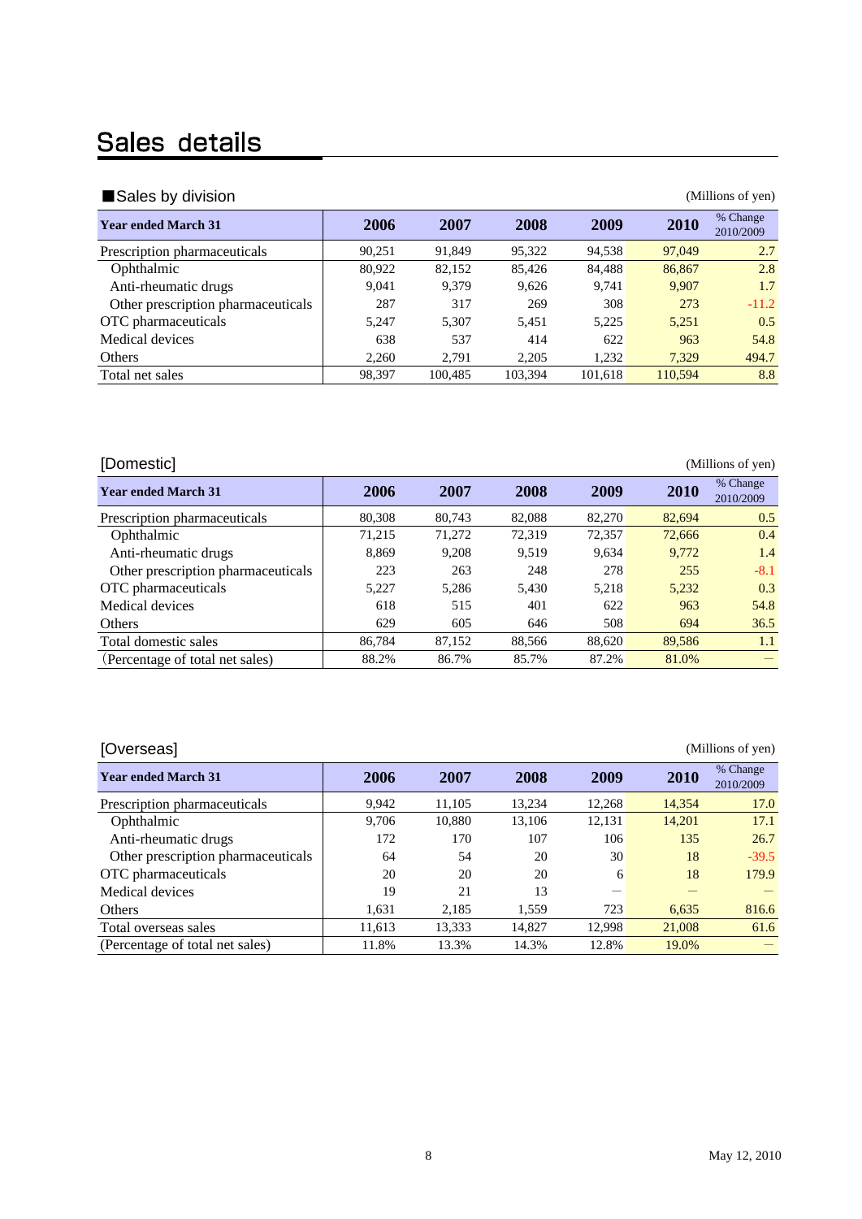# Sales details

## ■Sales by division

(Millions of yen)

| Year ended March 31 | 2006 | 2007 | 2008 | 2009 | 2010 | % Change 2010/2009 |
|---|---|---|---|---|---|---|
| Prescription pharmaceuticals | 90,251 | 91,849 | 95,322 | 94,538 | 97,049 | 2.7 |
| Ophthalmic | 80,922 | 82,152 | 85,426 | 84,488 | 86,867 | 2.8 |
| Anti-rheumatic drugs | 9,041 | 9,379 | 9,626 | 9,741 | 9,907 | 1.7 |
| Other prescription pharmaceuticals | 287 | 317 | 269 | 308 | 273 | -11.2 |
| OTC pharmaceuticals | 5,247 | 5,307 | 5,451 | 5,225 | 5,251 | 0.5 |
| Medical devices | 638 | 537 | 414 | 622 | 963 | 54.8 |
| Others | 2,260 | 2,791 | 2,205 | 1,232 | 7,329 | 494.7 |
| Total net sales | 98,397 | 100,485 | 103,394 | 101,618 | 110,594 | 8.8 |

## [Domestic]

(Millions of yen)

| Year ended March 31 | 2006 | 2007 | 2008 | 2009 | 2010 | % Change 2010/2009 |
|---|---|---|---|---|---|---|
| Prescription pharmaceuticals | 80,308 | 80,743 | 82,088 | 82,270 | 82,694 | 0.5 |
| Ophthalmic | 71,215 | 71,272 | 72,319 | 72,357 | 72,666 | 0.4 |
| Anti-rheumatic drugs | 8,869 | 9,208 | 9,519 | 9,634 | 9,772 | 1.4 |
| Other prescription pharmaceuticals | 223 | 263 | 248 | 278 | 255 | -8.1 |
| OTC pharmaceuticals | 5,227 | 5,286 | 5,430 | 5,218 | 5,232 | 0.3 |
| Medical devices | 618 | 515 | 401 | 622 | 963 | 54.8 |
| Others | 629 | 605 | 646 | 508 | 694 | 36.5 |
| Total domestic sales | 86,784 | 87,152 | 88,566 | 88,620 | 89,586 | 1.1 |
| (Percentage of total net sales) | 88.2% | 86.7% | 85.7% | 87.2% | 81.0% | — |

## [Overseas]

(Millions of yen)

| Year ended March 31 | 2006 | 2007 | 2008 | 2009 | 2010 | % Change 2010/2009 |
|---|---|---|---|---|---|---|
| Prescription pharmaceuticals | 9,942 | 11,105 | 13,234 | 12,268 | 14,354 | 17.0 |
| Ophthalmic | 9,706 | 10,880 | 13,106 | 12,131 | 14,201 | 17.1 |
| Anti-rheumatic drugs | 172 | 170 | 107 | 106 | 135 | 26.7 |
| Other prescription pharmaceuticals | 64 | 54 | 20 | 30 | 18 | -39.5 |
| OTC pharmaceuticals | 20 | 20 | 20 | 6 | 18 | 179.9 |
| Medical devices | 19 | 21 | 13 | — | — | — |
| Others | 1,631 | 2,185 | 1,559 | 723 | 6,635 | 816.6 |
| Total overseas sales | 11,613 | 13,333 | 14,827 | 12,998 | 21,008 | 61.6 |
| (Percentage of total net sales) | 11.8% | 13.3% | 14.3% | 12.8% | 19.0% | — |

May 12, 2010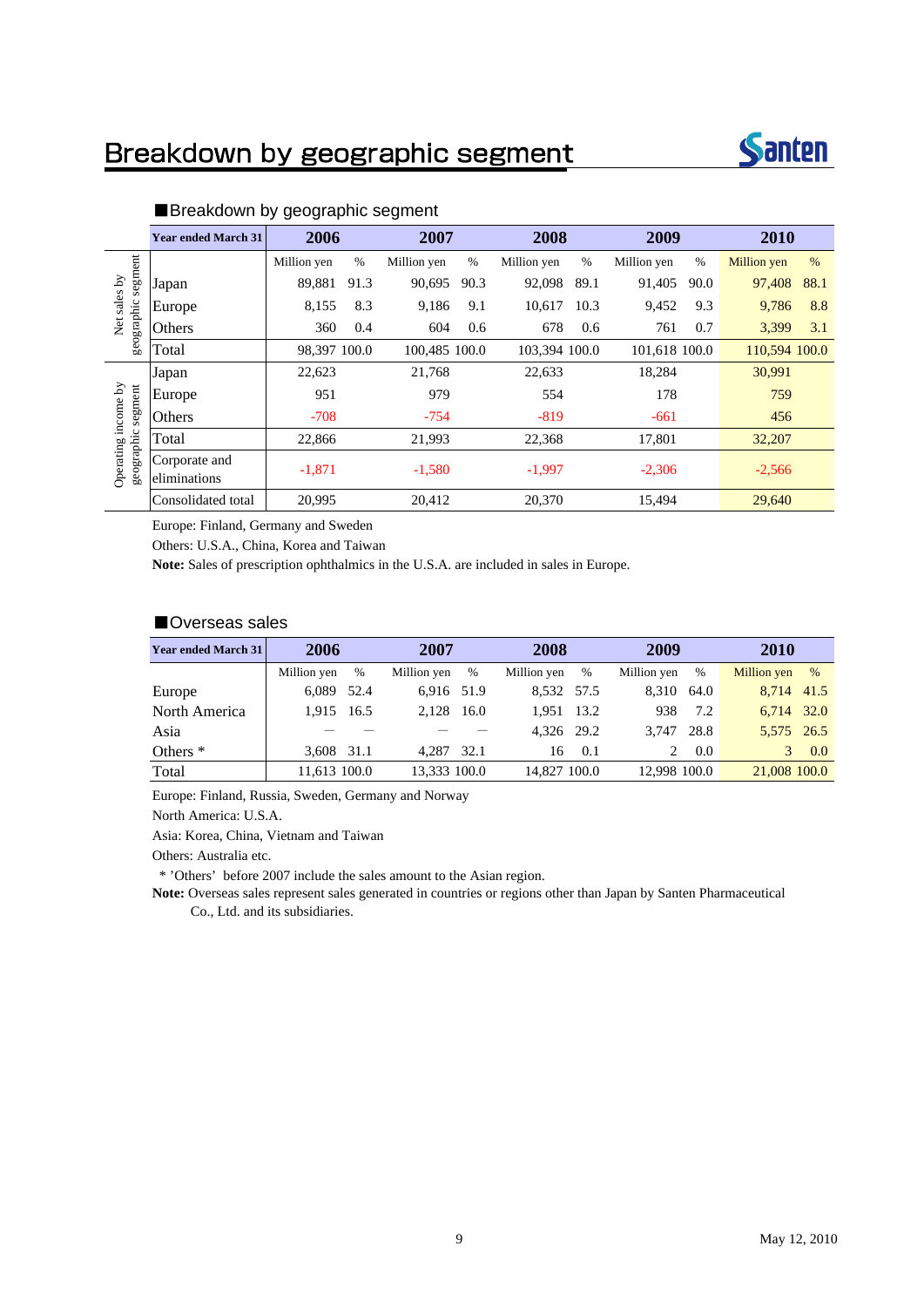# Breakdown by geographic segment

## ■Breakdown by geographic segment

| | Year ended March 31 | 2006 | | 2007 | | 2008 | | 2009 | | 2010 | |
|---|---|---|---|---|---|---|---|---|---|---|---|
| | | Million yen | % | Million yen | % | Million yen | % | Million yen | % | Million yen | % |
| Net sales by geographic segment | Japan | 89,881 | 91.3 | 90,695 | 90.3 | 92,098 | 89.1 | 91,405 | 90.0 | 97,408 | 88.1 |
| | Europe | 8,155 | 8.3 | 9,186 | 9.1 | 10,617 | 10.3 | 9,452 | 9.3 | 9,786 | 8.8 |
| | Others | 360 | 0.4 | 604 | 0.6 | 678 | 0.6 | 761 | 0.7 | 3,399 | 3.1 |
| | Total | 98,397 | 100.0 | 100,485 | 100.0 | 103,394 | 100.0 | 101,618 | 100.0 | 110,594 | 100.0 |
| Operating income by geographic segment | Japan | 22,623 | | 21,768 | | 22,633 | | 18,284 | | 30,991 | |
| | Europe | 951 | | 979 | | 554 | | 178 | | 759 | |
| | Others | -708 | | -754 | | -819 | | -661 | | 456 | |
| | Total | 22,866 | | 21,993 | | 22,368 | | 17,801 | | 32,207 | |
| | Corporate and eliminations | -1,871 | | -1,580 | | -1,997 | | -2,306 | | -2,566 | |
| | Consolidated total | 20,995 | | 20,412 | | 20,370 | | 15,494 | | 29,640 | |

Europe: Finland, Germany and Sweden

Others: U.S.A., China, Korea and Taiwan

**Note:** Sales of prescription ophthalmics in the U.S.A. are included in sales in Europe.

## ■Overseas sales

| Year ended March 31 | 2006 | | 2007 | | 2008 | | 2009 | | 2010 | |
|---|---|---|---|---|---|---|---|---|---|---|
| | Million yen | % | Million yen | % | Million yen | % | Million yen | % | Million yen | % |
| Europe | 6,089 | 52.4 | 6,916 | 51.9 | 8,532 | 57.5 | 8,310 | 64.0 | 8,714 | 41.5 |
| North America | 1,915 | 16.5 | 2,128 | 16.0 | 1,951 | 13.2 | 938 | 7.2 | 6,714 | 32.0 |
| Asia | — | — | — | — | 4,326 | 29.2 | 3,747 | 28.8 | 5,575 | 26.5 |
| Others * | 3,608 | 31.1 | 4,287 | 32.1 | 16 | 0.1 | 2 | 0.0 | 3 | 0.0 |
| Total | 11,613 | 100.0 | 13,333 | 100.0 | 14,827 | 100.0 | 12,998 | 100.0 | 21,008 | 100.0 |

Europe: Finland, Russia, Sweden, Germany and Norway

North America: U.S.A.

Asia: Korea, China, Vietnam and Taiwan

Others: Australia etc.

* 'Others' before 2007 include the sales amount to the Asian region.

**Note:** Overseas sales represent sales generated in countries or regions other than Japan by Santen Pharmaceutical Co., Ltd. and its subsidiaries.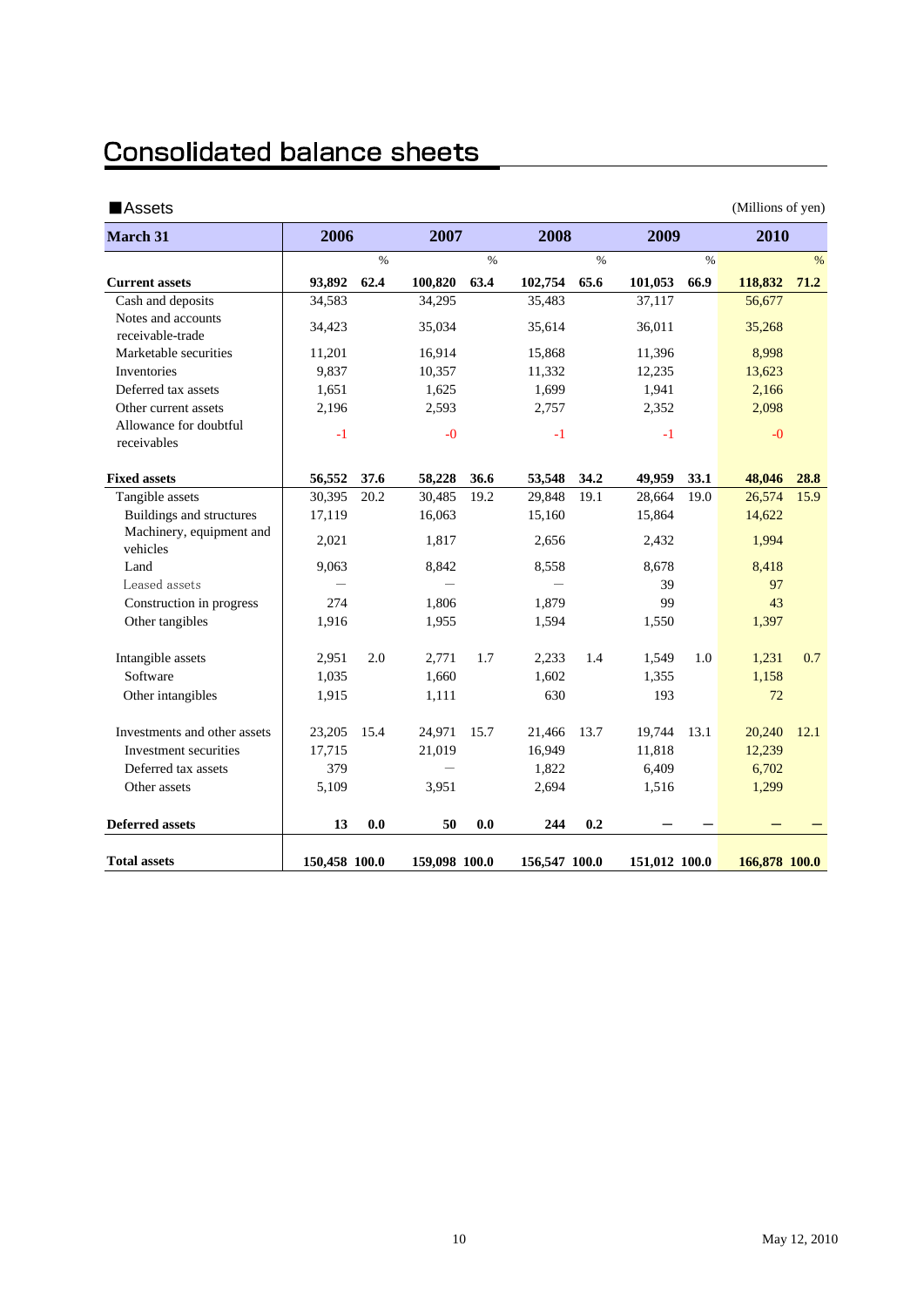# Consolidated balance sheets

■Assets (Millions of yen)

| March 31 | 2006 | | 2007 | | 2008 | | 2009 | | 2010 | |
|---|---|---|---|---|---|---|---|---|---|---|
| | | % | | % | | % | | % | | % |
| **Current assets** | **93,892** | **62.4** | **100,820** | **63.4** | **102,754** | **65.6** | **101,053** | **66.9** | **118,832** | **71.2** |
| Cash and deposits | 34,583 | | 34,295 | | 35,483 | | 37,117 | | 56,677 | |
| Notes and accounts receivable-trade | 34,423 | | 35,034 | | 35,614 | | 36,011 | | 35,268 | |
| Marketable securities | 11,201 | | 16,914 | | 15,868 | | 11,396 | | 8,998 | |
| Inventories | 9,837 | | 10,357 | | 11,332 | | 12,235 | | 13,623 | |
| Deferred tax assets | 1,651 | | 1,625 | | 1,699 | | 1,941 | | 2,166 | |
| Other current assets | 2,196 | | 2,593 | | 2,757 | | 2,352 | | 2,098 | |
| Allowance for doubtful receivables | -1 | | -0 | | -1 | | -1 | | -0 | |
| **Fixed assets** | **56,552** | **37.6** | **58,228** | **36.6** | **53,548** | **34.2** | **49,959** | **33.1** | **48,046** | **28.8** |
| Tangible assets | 30,395 | 20.2 | 30,485 | 19.2 | 29,848 | 19.1 | 28,664 | 19.0 | 26,574 | 15.9 |
| Buildings and structures | 17,119 | | 16,063 | | 15,160 | | 15,864 | | 14,622 | |
| Machinery, equipment and vehicles | 2,021 | | 1,817 | | 2,656 | | 2,432 | | 1,994 | |
| Land | 9,063 | | 8,842 | | 8,558 | | 8,678 | | 8,418 | |
| Leased assets | — | | — | | — | | 39 | | 97 | |
| Construction in progress | 274 | | 1,806 | | 1,879 | | 99 | | 43 | |
| Other tangibles | 1,916 | | 1,955 | | 1,594 | | 1,550 | | 1,397 | |
| Intangible assets | 2,951 | 2.0 | 2,771 | 1.7 | 2,233 | 1.4 | 1,549 | 1.0 | 1,231 | 0.7 |
| Software | 1,035 | | 1,660 | | 1,602 | | 1,355 | | 1,158 | |
| Other intangibles | 1,915 | | 1,111 | | 630 | | 193 | | 72 | |
| Investments and other assets | 23,205 | 15.4 | 24,971 | 15.7 | 21,466 | 13.7 | 19,744 | 13.1 | 20,240 | 12.1 |
| Investment securities | 17,715 | | 21,019 | | 16,949 | | 11,818 | | 12,239 | |
| Deferred tax assets | 379 | | — | | 1,822 | | 6,409 | | 6,702 | |
| Other assets | 5,109 | | 3,951 | | 2,694 | | 1,516 | | 1,299 | |
| **Deferred assets** | **13** | **0.0** | **50** | **0.0** | **244** | **0.2** | **—** | **—** | **—** | **—** |
| **Total assets** | **150,458** | **100.0** | **159,098** | **100.0** | **156,547** | **100.0** | **151,012** | **100.0** | **166,878** | **100.0** |

May 12, 2010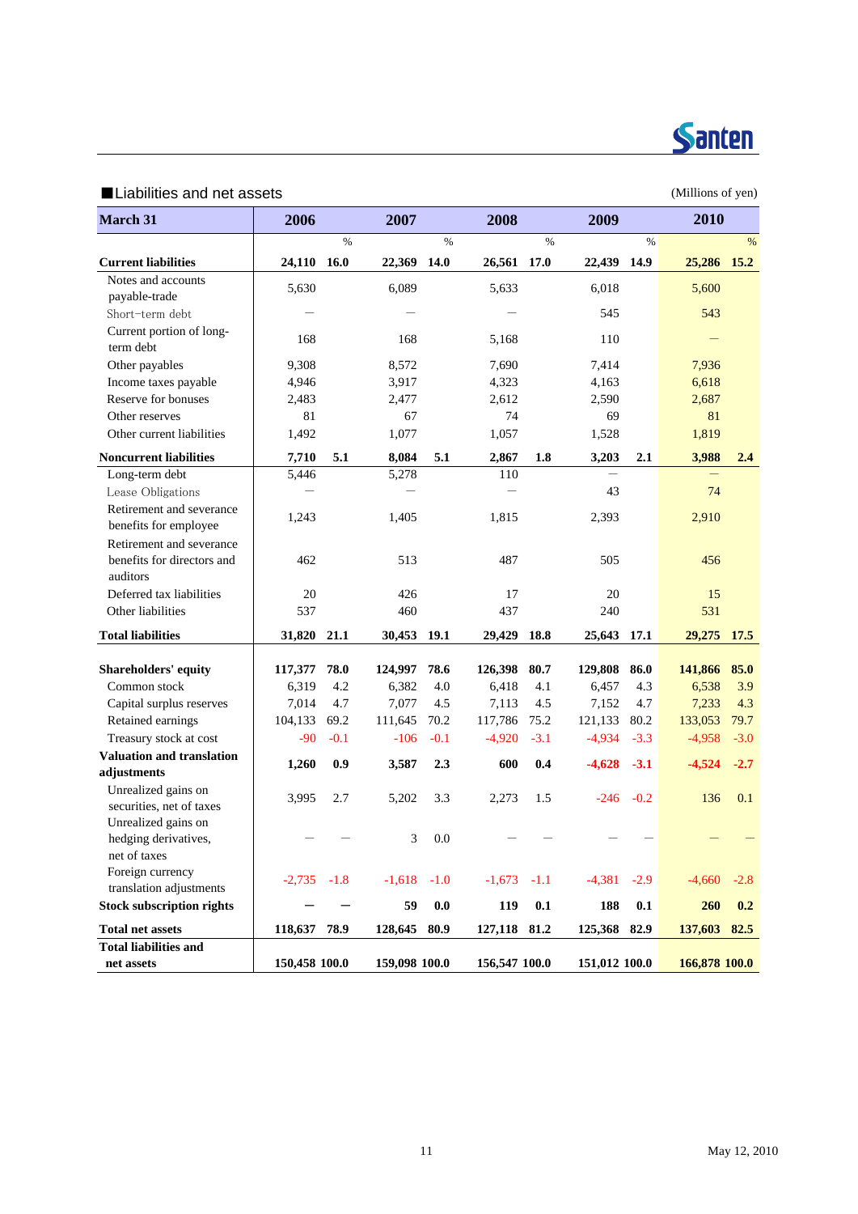## ■Liabilities and net assets

(Millions of yen)

| March 31 | 2006 | | 2007 | | 2008 | | 2009 | | 2010 | |
|---|---|---|---|---|---|---|---|---|---|---|
| | | % | | % | | % | | % | | % |
| **Current liabilities** | **24,110** | **16.0** | **22,369** | **14.0** | **26,561** | **17.0** | **22,439** | **14.9** | **25,286** | **15.2** |
| Notes and accounts payable-trade | 5,630 | | 6,089 | | 5,633 | | 6,018 | | 5,600 | |
| Short-term debt | — | | — | | — | | 545 | | 543 | |
| Current portion of long-term debt | 168 | | 168 | | 5,168 | | 110 | | — | |
| Other payables | 9,308 | | 8,572 | | 7,690 | | 7,414 | | 7,936 | |
| Income taxes payable | 4,946 | | 3,917 | | 4,323 | | 4,163 | | 6,618 | |
| Reserve for bonuses | 2,483 | | 2,477 | | 2,612 | | 2,590 | | 2,687 | |
| Other reserves | 81 | | 67 | | 74 | | 69 | | 81 | |
| Other current liabilities | 1,492 | | 1,077 | | 1,057 | | 1,528 | | 1,819 | |
| **Noncurrent liabilities** | **7,710** | **5.1** | **8,084** | **5.1** | **2,867** | **1.8** | **3,203** | **2.1** | **3,988** | **2.4** |
| Long-term debt | 5,446 | | 5,278 | | 110 | | — | | — | |
| Lease Obligations | — | | — | | — | | 43 | | 74 | |
| Retirement and severance benefits for employee | 1,243 | | 1,405 | | 1,815 | | 2,393 | | 2,910 | |
| Retirement and severance benefits for directors and auditors | 462 | | 513 | | 487 | | 505 | | 456 | |
| Deferred tax liabilities | 20 | | 426 | | 17 | | 20 | | 15 | |
| Other liabilities | 537 | | 460 | | 437 | | 240 | | 531 | |
| **Total liabilities** | **31,820** | **21.1** | **30,453** | **19.1** | **29,429** | **18.8** | **25,643** | **17.1** | **29,275** | **17.5** |
| **Shareholders' equity** | **117,377** | **78.0** | **124,997** | **78.6** | **126,398** | **80.7** | **129,808** | **86.0** | **141,866** | **85.0** |
| Common stock | 6,319 | 4.2 | 6,382 | 4.0 | 6,418 | 4.1 | 6,457 | 4.3 | 6,538 | 3.9 |
| Capital surplus reserves | 7,014 | 4.7 | 7,077 | 4.5 | 7,113 | 4.5 | 7,152 | 4.7 | 7,233 | 4.3 |
| Retained earnings | 104,133 | 69.2 | 111,645 | 70.2 | 117,786 | 75.2 | 121,133 | 80.2 | 133,053 | 79.7 |
| Treasury stock at cost | -90 | -0.1 | -106 | -0.1 | -4,920 | -3.1 | -4,934 | -3.3 | -4,958 | -3.0 |
| **Valuation and translation adjustments** | **1,260** | **0.9** | **3,587** | **2.3** | **600** | **0.4** | **-4,628** | **-3.1** | **-4,524** | **-2.7** |
| Unrealized gains on securities, net of taxes | 3,995 | 2.7 | 5,202 | 3.3 | 2,273 | 1.5 | -246 | -0.2 | 136 | 0.1 |
| Unrealized gains on hedging derivatives, net of taxes | — | — | 3 | 0.0 | — | — | — | — | — | — |
| Foreign currency translation adjustments | -2,735 | -1.8 | -1,618 | -1.0 | -1,673 | -1.1 | -4,381 | -2.9 | -4,660 | -2.8 |
| **Stock subscription rights** | **—** | **—** | **59** | **0.0** | **119** | **0.1** | **188** | **0.1** | **260** | **0.2** |
| **Total net assets** | **118,637** | **78.9** | **128,645** | **80.9** | **127,118** | **81.2** | **125,368** | **82.9** | **137,603** | **82.5** |
| **Total liabilities and net assets** | **150,458** | **100.0** | **159,098** | **100.0** | **156,547** | **100.0** | **151,012** | **100.0** | **166,878** | **100.0** |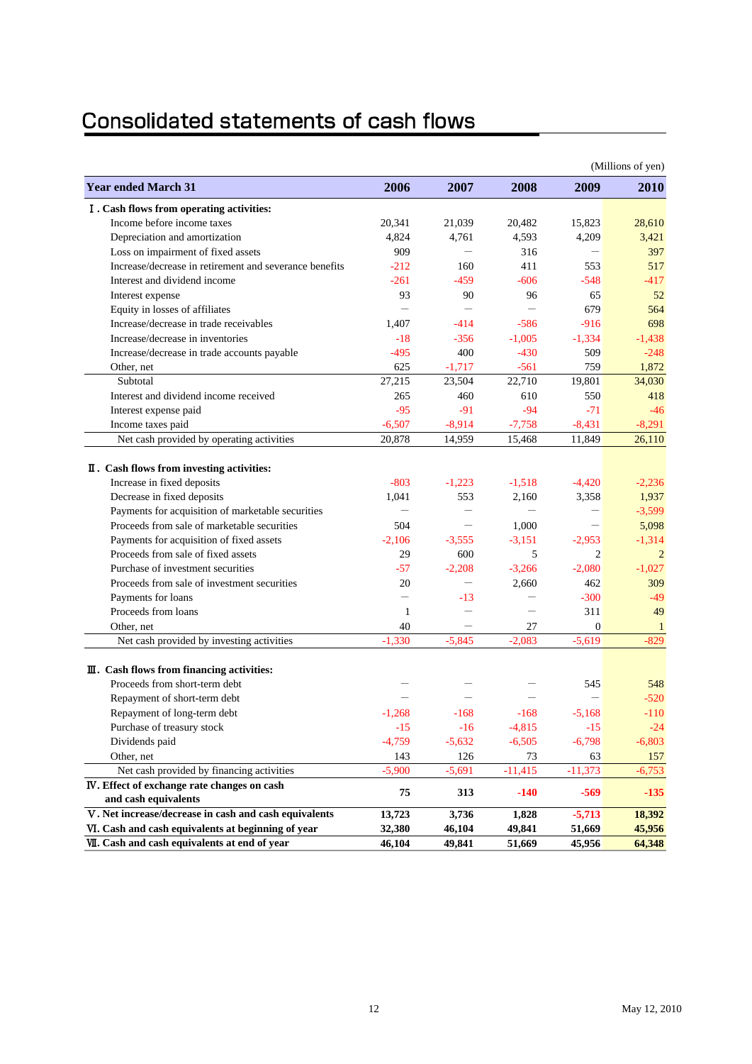# Consolidated statements of cash flows

(Millions of yen)

| Year ended March 31 | 2006 | 2007 | 2008 | 2009 | 2010 |
|---|---|---|---|---|---|
| **Ⅰ. Cash flows from operating activities:** | | | | | |
| Income before income taxes | 20,341 | 21,039 | 20,482 | 15,823 | 28,610 |
| Depreciation and amortization | 4,824 | 4,761 | 4,593 | 4,209 | 3,421 |
| Loss on impairment of fixed assets | 909 | — | 316 | — | 397 |
| Increase/decrease in retirement and severance benefits | -212 | 160 | 411 | 553 | 517 |
| Interest and dividend income | -261 | -459 | -606 | -548 | -417 |
| Interest expense | 93 | 90 | 96 | 65 | 52 |
| Equity in losses of affiliates | — | — | — | 679 | 564 |
| Increase/decrease in trade receivables | 1,407 | -414 | -586 | -916 | 698 |
| Increase/decrease in inventories | -18 | -356 | -1,005 | -1,334 | -1,438 |
| Increase/decrease in trade accounts payable | -495 | 400 | -430 | 509 | -248 |
| Other, net | 625 | -1,717 | -561 | 759 | 1,872 |
| Subtotal | 27,215 | 23,504 | 22,710 | 19,801 | 34,030 |
| Interest and dividend income received | 265 | 460 | 610 | 550 | 418 |
| Interest expense paid | -95 | -91 | -94 | -71 | -46 |
| Income taxes paid | -6,507 | -8,914 | -7,758 | -8,431 | -8,291 |
| Net cash provided by operating activities | 20,878 | 14,959 | 15,468 | 11,849 | 26,110 |
| **Ⅱ. Cash flows from investing activities:** | | | | | |
| Increase in fixed deposits | -803 | -1,223 | -1,518 | -4,420 | -2,236 |
| Decrease in fixed deposits | 1,041 | 553 | 2,160 | 3,358 | 1,937 |
| Payments for acquisition of marketable securities | — | — | — | — | -3,599 |
| Proceeds from sale of marketable securities | 504 | — | 1,000 | — | 5,098 |
| Payments for acquisition of fixed assets | -2,106 | -3,555 | -3,151 | -2,953 | -1,314 |
| Proceeds from sale of fixed assets | 29 | 600 | 5 | 2 | 2 |
| Purchase of investment securities | -57 | -2,208 | -3,266 | -2,080 | -1,027 |
| Proceeds from sale of investment securities | 20 | — | 2,660 | 462 | 309 |
| Payments for loans | — | -13 | — | -300 | -49 |
| Proceeds from loans | 1 | — | — | 311 | 49 |
| Other, net | 40 | — | 27 | 0 | 1 |
| Net cash provided by investing activities | -1,330 | -5,845 | -2,083 | -5,619 | -829 |
| **Ⅲ. Cash flows from financing activities:** | | | | | |
| Proceeds from short-term debt | — | — | — | 545 | 548 |
| Repayment of short-term debt | — | — | — | — | -520 |
| Repayment of long-term debt | -1,268 | -168 | -168 | -5,168 | -110 |
| Purchase of treasury stock | -15 | -16 | -4,815 | -15 | -24 |
| Dividends paid | -4,759 | -5,632 | -6,505 | -6,798 | -6,803 |
| Other, net | 143 | 126 | 73 | 63 | 157 |
| Net cash provided by financing activities | -5,900 | -5,691 | -11,415 | -11,373 | -6,753 |
| **Ⅳ. Effect of exchange rate changes on cash and cash equivalents** | **75** | **313** | **-140** | **-569** | **-135** |
| **Ⅴ. Net increase/decrease in cash and cash equivalents** | **13,723** | **3,736** | **1,828** | **-5,713** | **18,392** |
| **Ⅵ. Cash and cash equivalents at beginning of year** | **32,380** | **46,104** | **49,841** | **51,669** | **45,956** |
| **Ⅶ. Cash and cash equivalents at end of year** | **46,104** | **49,841** | **51,669** | **45,956** | **64,348** |

May 12, 2010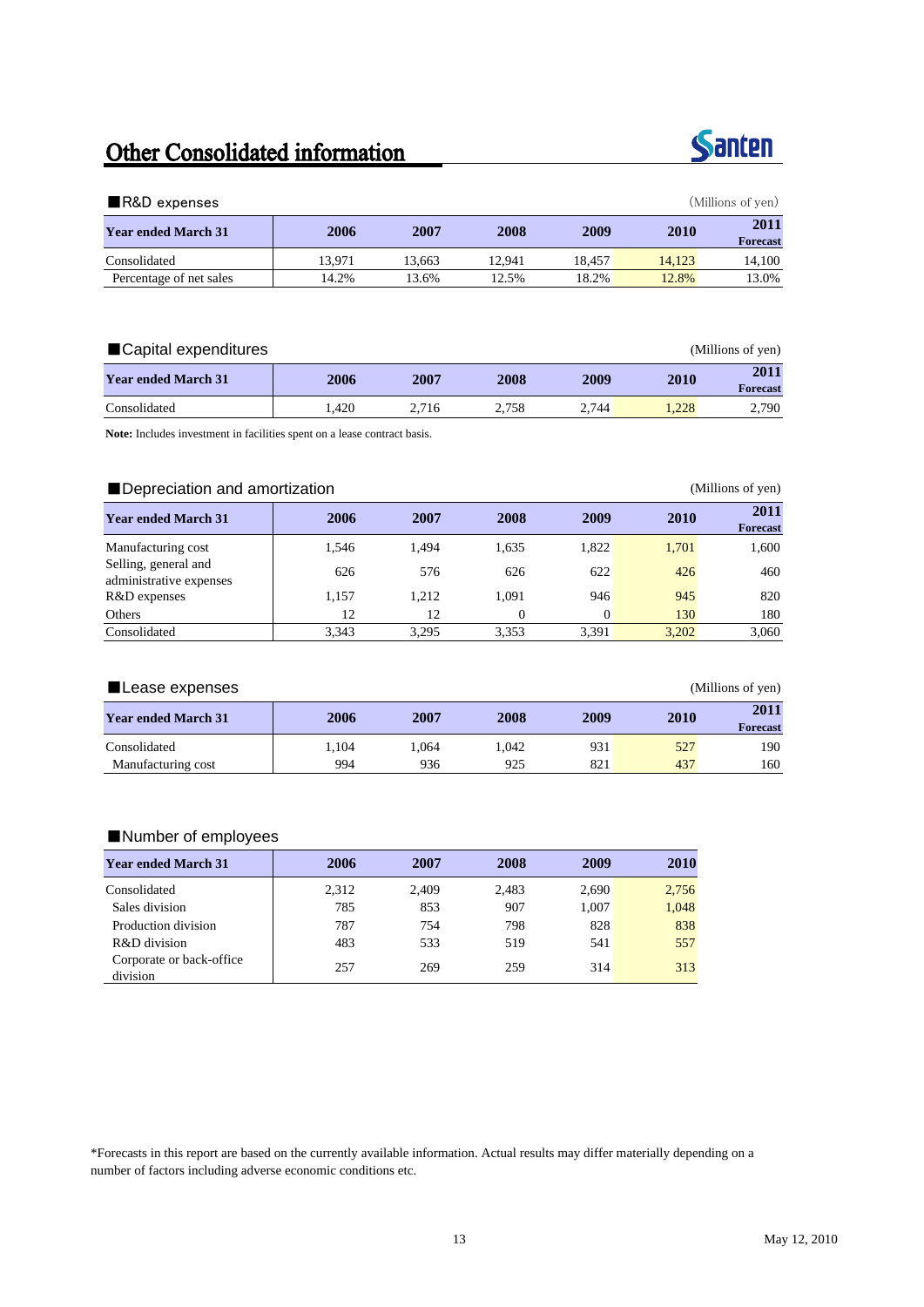# Other Consolidated information

## ■R&D expenses

(Millions of yen)

| Year ended March 31 | 2006 | 2007 | 2008 | 2009 | 2010 | 2011 Forecast |
|---|---|---|---|---|---|---|
| Consolidated | 13,971 | 13,663 | 12,941 | 18,457 | 14,123 | 14,100 |
| Percentage of net sales | 14.2% | 13.6% | 12.5% | 18.2% | 12.8% | 13.0% |

## ■Capital expenditures

(Millions of yen)

| Year ended March 31 | 2006 | 2007 | 2008 | 2009 | 2010 | 2011 Forecast |
|---|---|---|---|---|---|---|
| Consolidated | 1,420 | 2,716 | 2,758 | 2,744 | 1,228 | 2,790 |

**Note:** Includes investment in facilities spent on a lease contract basis.

## ■Depreciation and amortization

(Millions of yen)

| Year ended March 31 | 2006 | 2007 | 2008 | 2009 | 2010 | 2011 Forecast |
|---|---|---|---|---|---|---|
| Manufacturing cost | 1,546 | 1,494 | 1,635 | 1,822 | 1,701 | 1,600 |
| Selling, general and administrative expenses | 626 | 576 | 626 | 622 | 426 | 460 |
| R&D expenses | 1,157 | 1,212 | 1,091 | 946 | 945 | 820 |
| Others | 12 | 12 | 0 | 0 | 130 | 180 |
| Consolidated | 3,343 | 3,295 | 3,353 | 3,391 | 3,202 | 3,060 |

## ■Lease expenses

(Millions of yen)

| Year ended March 31 | 2006 | 2007 | 2008 | 2009 | 2010 | 2011 Forecast |
|---|---|---|---|---|---|---|
| Consolidated | 1,104 | 1,064 | 1,042 | 931 | 527 | 190 |
| Manufacturing cost | 994 | 936 | 925 | 821 | 437 | 160 |

## ■Number of employees

| Year ended March 31 | 2006 | 2007 | 2008 | 2009 | 2010 |
|---|---|---|---|---|---|
| Consolidated | 2,312 | 2,409 | 2,483 | 2,690 | 2,756 |
| Sales division | 785 | 853 | 907 | 1,007 | 1,048 |
| Production division | 787 | 754 | 798 | 828 | 838 |
| R&D division | 483 | 533 | 519 | 541 | 557 |
| Corporate or back-office division | 257 | 269 | 259 | 314 | 313 |

*Forecasts in this report are based on the currently available information. Actual results may differ materially depending on a number of factors including adverse economic conditions etc.

May 12, 2010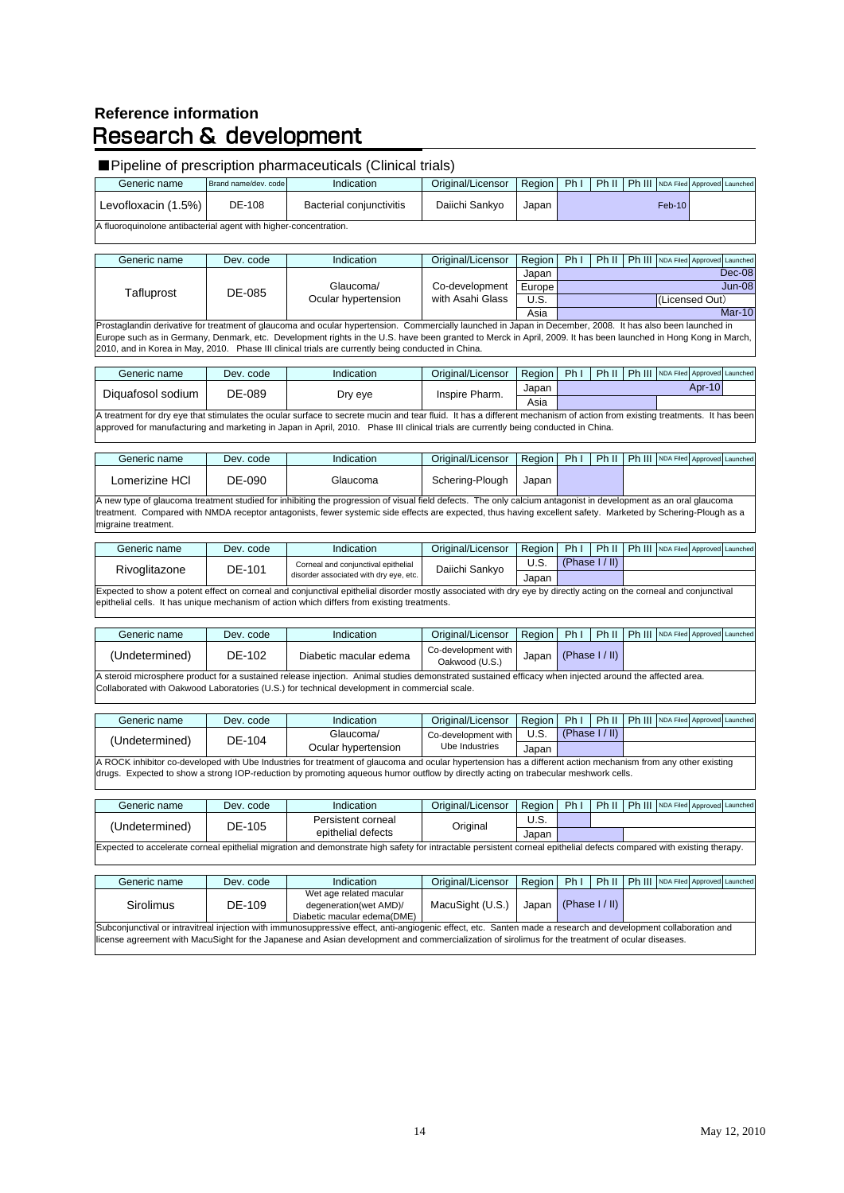## Reference information

# Research & development

### ■Pipeline of prescription pharmaceuticals (Clinical trials)

| Generic name | Brand name/dev. code | Indication | Original/Licensor | Region | Ph I | Ph II | Ph III | NDA Filed | Approved | Launched |
|---|---|---|---|---|---|---|---|---|---|---|
| Levofloxacin (1.5%) | DE-108 | Bacterial conjunctivitis | Daiichi Sankyo | Japan | | | | Feb-10 | | |

A fluoroquinolone antibacterial agent with higher-concentration.

| Generic name | Dev. code | Indication | Original/Licensor | Region | Ph I | Ph II | Ph III | NDA Filed | Approved | Launched |
|---|---|---|---|---|---|---|---|---|---|---|
| Tafluprost | DE-085 | Glaucoma/ Ocular hypertension | Co-development with Asahi Glass | Japan | | | | | | Dec-08 |
| | | | | Europe | | | | | | Jun-08 |
| | | | | U.S. | | | | (Licensed Out) | | |
| | | | | Asia | | | | | | Mar-10 |

Prostaglandin derivative for treatment of glaucoma and ocular hypertension. Commercially launched in Japan in December, 2008. It has also been launched in Europe such as in Germany, Denmark, etc. Development rights in the U.S. have been granted to Merck in April, 2009. It has been launched in Hong Kong in March, 2010, and in Korea in May, 2010. Phase III clinical trials are currently being conducted in China.

| Generic name | Dev. code | Indication | Original/Licensor | Region | Ph I | Ph II | Ph III | NDA Filed | Approved | Launched |
|---|---|---|---|---|---|---|---|---|---|---|
| Diquafosol sodium | DE-089 | Dry eye | Inspire Pharm. | Japan | | | | | Apr-10 | |
| | | | | Asia | | | | | | |

A treatment for dry eye that stimulates the ocular surface to secrete mucin and tear fluid. It has a different mechanism of action from existing treatments. It has been approved for manufacturing and marketing in Japan in April, 2010. Phase III clinical trials are currently being conducted in China.

| Generic name | Dev. code | Indication | Original/Licensor | Region | Ph I | Ph II | Ph III | NDA Filed | Approved | Launched |
|---|---|---|---|---|---|---|---|---|---|---|
| Lomerizine HCl | DE-090 | Glaucoma | Schering-Plough | Japan | | | | | | |

A new type of glaucoma treatment studied for inhibiting the progression of visual field defects. The only calcium antagonist in development as an oral glaucoma treatment. Compared with NMDA receptor antagonists, fewer systemic side effects are expected, thus having excellent safety. Marketed by Schering-Plough as a migraine treatment.

| Generic name | Dev. code | Indication | Original/Licensor | Region | Ph I | Ph II | Ph III | NDA Filed | Approved | Launched |
|---|---|---|---|---|---|---|---|---|---|---|
| Rivoglitazone | DE-101 | Corneal and conjunctival epithelial disorder associated with dry eye, etc. | Daiichi Sankyo | U.S. | (Phase I / II) | | | | | |
| | | | | Japan | | | | | | |

Expected to show a potent effect on corneal and conjunctival epithelial disorder mostly associated with dry eye by directly acting on the corneal and conjunctival epithelial cells. It has unique mechanism of action which differs from existing treatments.

| Generic name | Dev. code | Indication | Original/Licensor | Region | Ph I | Ph II | Ph III | NDA Filed | Approved | Launched |
|---|---|---|---|---|---|---|---|---|---|---|
| (Undetermined) | DE-102 | Diabetic macular edema | Co-development with Oakwood (U.S.) | Japan | (Phase I / II) | | | | | |

A steroid microsphere product for a sustained release injection. Animal studies demonstrated sustained efficacy when injected around the affected area. Collaborated with Oakwood Laboratories (U.S.) for technical development in commercial scale.

| Generic name | Dev. code | Indication | Original/Licensor | Region | Ph I | Ph II | Ph III | NDA Filed | Approved | Launched |
|---|---|---|---|---|---|---|---|---|---|---|
| (Undetermined) | DE-104 | Glaucoma/ Ocular hypertension | Co-development with Ube Industries | U.S. | (Phase I / II) | | | | | |
| | | | | Japan | | | | | | |

A ROCK inhibitor co-developed with Ube Industries for treatment of glaucoma and ocular hypertension has a different action mechanism from any other existing drugs. Expected to show a strong IOP-reduction by promoting aqueous humor outflow by directly acting on trabecular meshwork cells.

| Generic name | Dev. code | Indication | Original/Licensor | Region | Ph I | Ph II | Ph III | NDA Filed | Approved | Launched |
|---|---|---|---|---|---|---|---|---|---|---|
| (Undetermined) | DE-105 | Persistent corneal epithelial defects | Original | U.S. | | | | | | |
| | | | | Japan | | | | | | |

Expected to accelerate corneal epithelial migration and demonstrate high safety for intractable persistent corneal epithelial defects compared with existing therapy.

| Generic name | Dev. code | Indication | Original/Licensor | Region | Ph I | Ph II | Ph III | NDA Filed | Approved | Launched |
|---|---|---|---|---|---|---|---|---|---|---|
| Sirolimus | DE-109 | Wet age related macular degeneration(wet AMD)/ Diabetic macular edema(DME) | MacuSight (U.S.) | Japan | (Phase I / II) | | | | | |

Subconjunctival or intravitreal injection with immunosuppressive effect, anti-angiogenic effect, etc. Santen made a research and development collaboration and license agreement with MacuSight for the Japanese and Asian development and commercialization of sirolimus for the treatment of ocular diseases.

May 12, 2010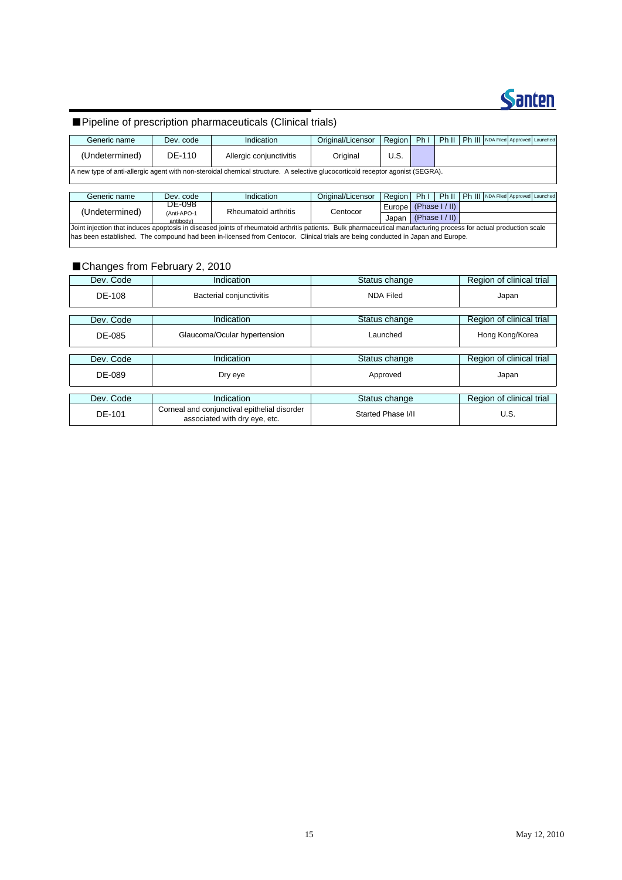## ■Pipeline of prescription pharmaceuticals (Clinical trials)

| Generic name | Dev. code | Indication | Original/Licensor | Region | Ph I | Ph II | Ph III | NDA Filed | Approved | Launched |
|---|---|---|---|---|---|---|---|---|---|---|
| (Undetermined) | DE-110 | Allergic conjunctivitis | Original | U.S. | | | | | | |
| A new type of anti-allergic agent with non-steroidal chemical structure. A selective glucocorticoid receptor agonist (SEGRA). | | | | | | | | | | |

| Generic name | Dev. code | Indication | Original/Licensor | Region | Ph I | Ph II | Ph III | NDA Filed | Approved | Launched |
|---|---|---|---|---|---|---|---|---|---|---|
| (Undetermined) | DE-098 (Anti-APO-1 antibody) | Rheumatoid arthritis | Centocor | Europe | (Phase I / II) | | | | | |
| | | | | Japan | (Phase I / II) | | | | | |
| Joint injection that induces apoptosis in diseased joints of rheumatoid arthritis patients. Bulk pharmaceutical manufacturing process for actual production scale has been established. The compound had been in-licensed from Centocor. Clinical trials are being conducted in Japan and Europe. | | | | | | | | | | |

## ■Changes from February 2, 2010

| Dev. Code | Indication | Status change | Region of clinical trial |
|---|---|---|---|
| DE-108 | Bacterial conjunctivitis | NDA Filed | Japan |

| Dev. Code | Indication | Status change | Region of clinical trial |
|---|---|---|---|
| DE-085 | Glaucoma/Ocular hypertension | Launched | Hong Kong/Korea |

| Dev. Code | Indication | Status change | Region of clinical trial |
|---|---|---|---|
| DE-089 | Dry eye | Approved | Japan |

| Dev. Code | Indication | Status change | Region of clinical trial |
|---|---|---|---|
| DE-101 | Corneal and conjunctival epithelial disorder associated with dry eye, etc. | Started Phase I/II | U.S. |

May 12, 2010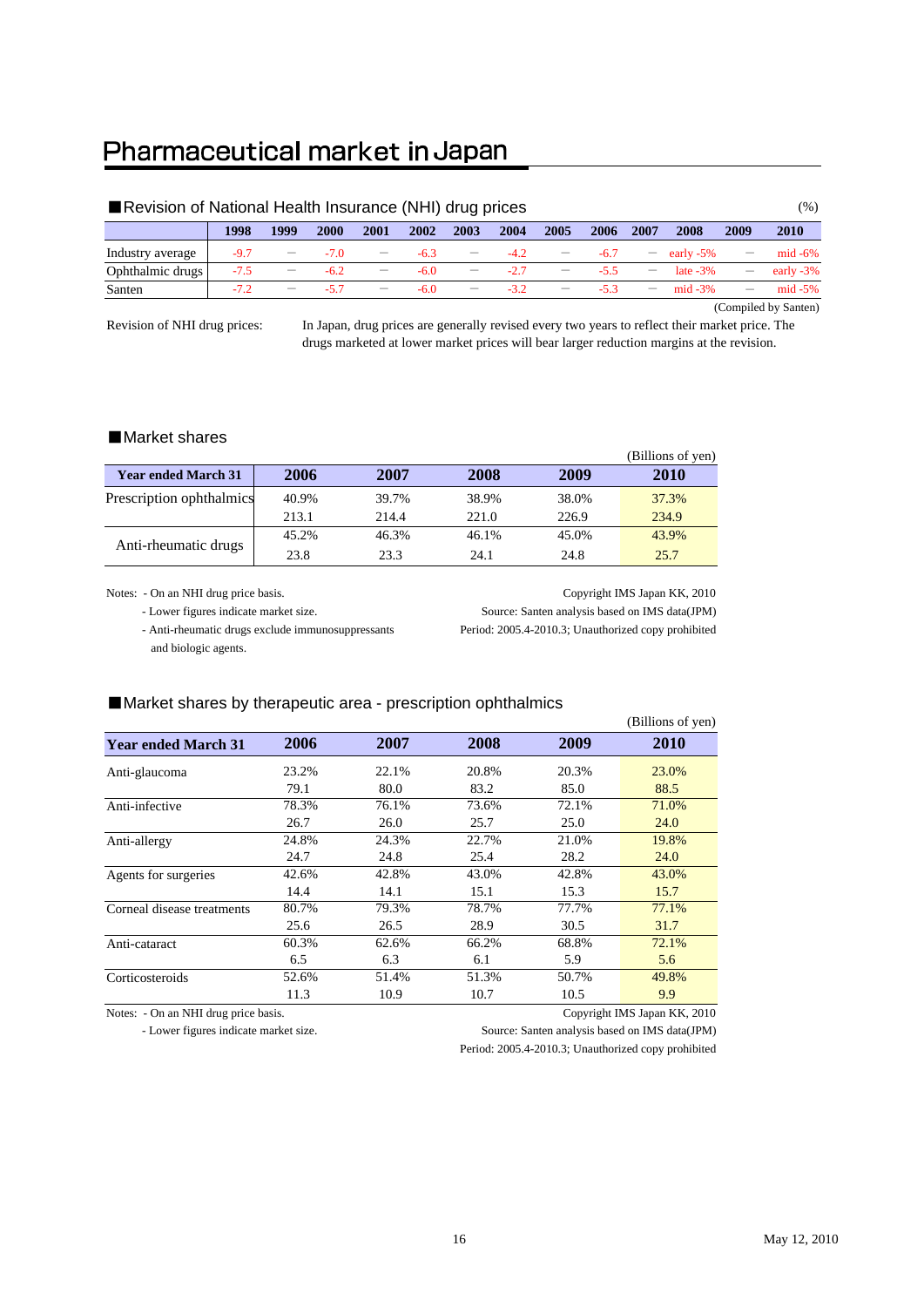# Pharmaceutical market in Japan

## ■Revision of National Health Insurance (NHI) drug prices

(%)

| | 1998 | 1999 | 2000 | 2001 | 2002 | 2003 | 2004 | 2005 | 2006 | 2007 | 2008 | 2009 | 2010 |
|---|---|---|---|---|---|---|---|---|---|---|---|---|---|
| Industry average | -9.7 | — | -7.0 | — | -6.3 | — | -4.2 | — | -6.7 | — | early -5% | — | mid -6% |
| Ophthalmic drugs | -7.5 | — | -6.2 | — | -6.0 | — | -2.7 | — | -5.5 | — | late -3% | — | early -3% |
| Santen | -7.2 | — | -5.7 | — | -6.0 | — | -3.2 | — | -5.3 | — | mid -3% | — | mid -5% |

(Compiled by Santen)

Revision of NHI drug prices: In Japan, drug prices are generally revised every two years to reflect their market price. The drugs marketed at lower market prices will bear larger reduction margins at the revision.

## ■Market shares

(Billions of yen)

| Year ended March 31 | 2006 | 2007 | 2008 | 2009 | 2010 |
|---|---|---|---|---|---|
| Prescription ophthalmics | 40.9% | 39.7% | 38.9% | 38.0% | 37.3% |
| | 213.1 | 214.4 | 221.0 | 226.9 | 234.9 |
| Anti-rheumatic drugs | 45.2% | 46.3% | 46.1% | 45.0% | 43.9% |
| | 23.8 | 23.3 | 24.1 | 24.8 | 25.7 |

Notes: - On an NHI drug price basis.
- Lower figures indicate market size.
- Anti-rheumatic drugs exclude immunosuppressants and biologic agents.

Copyright IMS Japan KK, 2010
Source: Santen analysis based on IMS data(JPM)
Period: 2005.4-2010.3; Unauthorized copy prohibited

## ■Market shares by therapeutic area - prescription ophthalmics

(Billions of yen)

| Year ended March 31 | 2006 | 2007 | 2008 | 2009 | 2010 |
|---|---|---|---|---|---|
| Anti-glaucoma | 23.2% | 22.1% | 20.8% | 20.3% | 23.0% |
| | 79.1 | 80.0 | 83.2 | 85.0 | 88.5 |
| Anti-infective | 78.3% | 76.1% | 73.6% | 72.1% | 71.0% |
| | 26.7 | 26.0 | 25.7 | 25.0 | 24.0 |
| Anti-allergy | 24.8% | 24.3% | 22.7% | 21.0% | 19.8% |
| | 24.7 | 24.8 | 25.4 | 28.2 | 24.0 |
| Agents for surgeries | 42.6% | 42.8% | 43.0% | 42.8% | 43.0% |
| | 14.4 | 14.1 | 15.1 | 15.3 | 15.7 |
| Corneal disease treatments | 80.7% | 79.3% | 78.7% | 77.7% | 77.1% |
| | 25.6 | 26.5 | 28.9 | 30.5 | 31.7 |
| Anti-cataract | 60.3% | 62.6% | 66.2% | 68.8% | 72.1% |
| | 6.5 | 6.3 | 6.1 | 5.9 | 5.6 |
| Corticosteroids | 52.6% | 51.4% | 51.3% | 50.7% | 49.8% |
| | 11.3 | 10.9 | 10.7 | 10.5 | 9.9 |

Notes: - On an NHI drug price basis.
- Lower figures indicate market size.

Copyright IMS Japan KK, 2010
Source: Santen analysis based on IMS data(JPM)
Period: 2005.4-2010.3; Unauthorized copy prohibited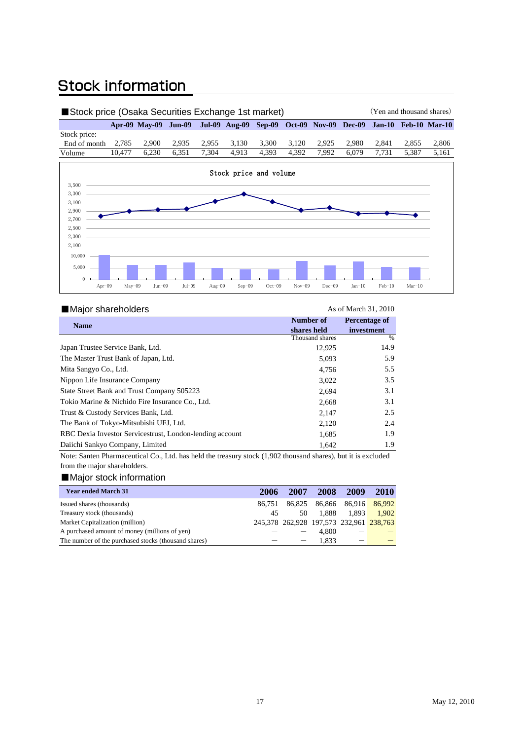# Stock information

## ■Stock price (Osaka Securities Exchange 1st market)

(Yen and thousand shares)

| | Apr-09 | May-09 | Jun-09 | Jul-09 | Aug-09 | Sep-09 | Oct-09 | Nov-09 | Dec-09 | Jan-10 | Feb-10 | Mar-10 |
|---|---|---|---|---|---|---|---|---|---|---|---|---|
| Stock price: End of month | 2,785 | 2,900 | 2,935 | 2,955 | 3,130 | 3,300 | 3,120 | 2,925 | 2,980 | 2,841 | 2,855 | 2,806 |
| Volume | 10,477 | 6,230 | 6,351 | 7,304 | 4,913 | 4,393 | 4,392 | 7,992 | 6,079 | 7,731 | 5,387 | 5,161 |

Stock price and volume

## ■Major shareholders

As of March 31, 2010

| Name | Number of shares held | Percentage of investment |
|---|---|---|
| | Thousand shares | % |
| Japan Trustee Service Bank, Ltd. | 12,925 | 14.9 |
| The Master Trust Bank of Japan, Ltd. | 5,093 | 5.9 |
| Mita Sangyo Co., Ltd. | 4,756 | 5.5 |
| Nippon Life Insurance Company | 3,022 | 3.5 |
| State Street Bank and Trust Company 505223 | 2,694 | 3.1 |
| Tokio Marine & Nichido Fire Insurance Co., Ltd. | 2,668 | 3.1 |
| Trust & Custody Services Bank, Ltd. | 2,147 | 2.5 |
| The Bank of Tokyo-Mitsubishi UFJ, Ltd. | 2,120 | 2.4 |
| RBC Dexia Investor Servicestrust, London-lending account | 1,685 | 1.9 |
| Daiichi Sankyo Company, Limited | 1,642 | 1.9 |

Note: Santen Pharmaceutical Co., Ltd. has held the treasury stock (1,902 thousand shares), but it is excluded from the major shareholders.

## ■Major stock information

| Year ended March 31 | 2006 | 2007 | 2008 | 2009 | 2010 |
|---|---|---|---|---|---|
| Issued shares (thousands) | 86,751 | 86,825 | 86,866 | 86,916 | 86,992 |
| Treasury stock (thousands) | 45 | 50 | 1,888 | 1,893 | 1,902 |
| Market Capitalization (million) | 245,378 | 262,928 | 197,573 | 232,961 | 238,763 |
| A purchased amount of money (millions of yen) | — | — | 4,800 | — | — |
| The number of the purchased stocks (thousand shares) | — | — | 1,833 | — | — |

May 12, 2010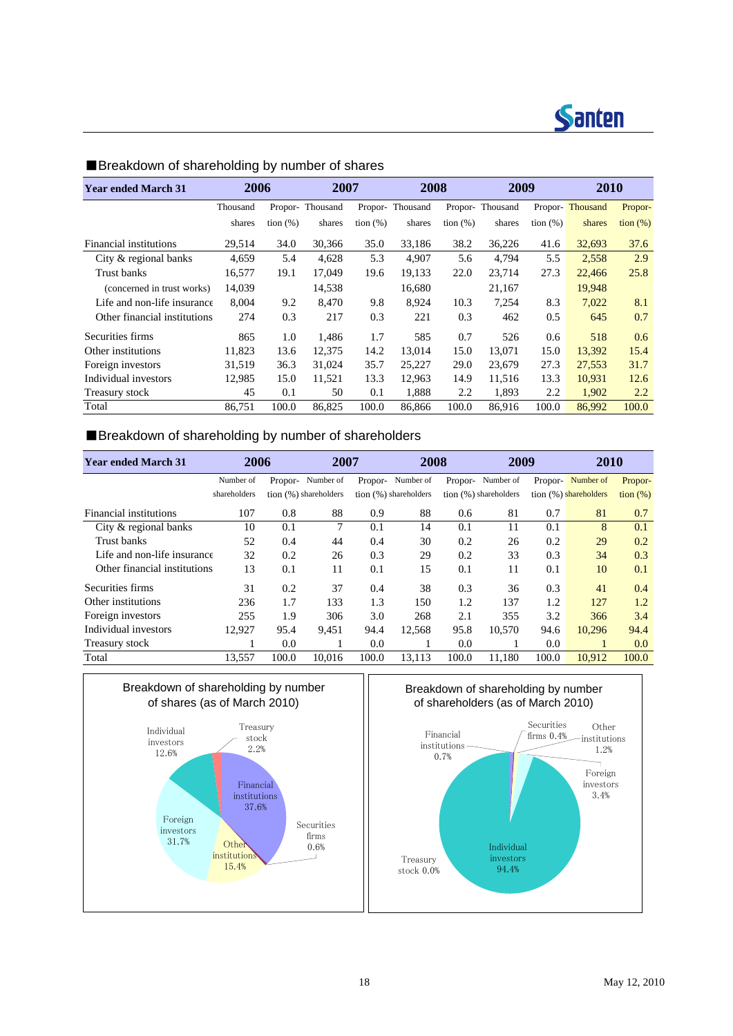## ■Breakdown of shareholding by number of shares

| Year ended March 31 | 2006 | | 2007 | | 2008 | | 2009 | | 2010 | |
|---|---|---|---|---|---|---|---|---|---|---|
| | Thousand shares | Proportion (%) | Thousand shares | Proportion (%) | Thousand shares | Proportion (%) | Thousand shares | Proportion (%) | Thousand shares | Proportion (%) |
| Financial institutions | 29,514 | 34.0 | 30,366 | 35.0 | 33,186 | 38.2 | 36,226 | 41.6 | 32,693 | 37.6 |
| City & regional banks | 4,659 | 5.4 | 4,628 | 5.3 | 4,907 | 5.6 | 4,794 | 5.5 | 2,558 | 2.9 |
| Trust banks | 16,577 | 19.1 | 17,049 | 19.6 | 19,133 | 22.0 | 23,714 | 27.3 | 22,466 | 25.8 |
| (concerned in trust works) | 14,039 | | 14,538 | | 16,680 | | 21,167 | | 19,948 | |
| Life and non-life insurance | 8,004 | 9.2 | 8,470 | 9.8 | 8,924 | 10.3 | 7,254 | 8.3 | 7,022 | 8.1 |
| Other financial institutions | 274 | 0.3 | 217 | 0.3 | 221 | 0.3 | 462 | 0.5 | 645 | 0.7 |
| Securities firms | 865 | 1.0 | 1,486 | 1.7 | 585 | 0.7 | 526 | 0.6 | 518 | 0.6 |
| Other institutions | 11,823 | 13.6 | 12,375 | 14.2 | 13,014 | 15.0 | 13,071 | 15.0 | 13,392 | 15.4 |
| Foreign investors | 31,519 | 36.3 | 31,024 | 35.7 | 25,227 | 29.0 | 23,679 | 27.3 | 27,553 | 31.7 |
| Individual investors | 12,985 | 15.0 | 11,521 | 13.3 | 12,963 | 14.9 | 11,516 | 13.3 | 10,931 | 12.6 |
| Treasury stock | 45 | 0.1 | 50 | 0.1 | 1,888 | 2.2 | 1,893 | 2.2 | 1,902 | 2.2 |
| Total | 86,751 | 100.0 | 86,825 | 100.0 | 86,866 | 100.0 | 86,916 | 100.0 | 86,992 | 100.0 |

## ■Breakdown of shareholding by number of shareholders

| Year ended March 31 | 2006 | | 2007 | | 2008 | | 2009 | | 2010 | |
|---|---|---|---|---|---|---|---|---|---|---|
| | Number of shareholders | Proportion (%) | Number of shareholders | Proportion (%) | Number of shareholders | Proportion (%) | Number of shareholders | Proportion (%) | Number of shareholders | Proportion (%) |
| Financial institutions | 107 | 0.8 | 88 | 0.9 | 88 | 0.6 | 81 | 0.7 | 81 | 0.7 |
| City & regional banks | 10 | 0.1 | 7 | 0.1 | 14 | 0.1 | 11 | 0.1 | 8 | 0.1 |
| Trust banks | 52 | 0.4 | 44 | 0.4 | 30 | 0.2 | 26 | 0.2 | 29 | 0.2 |
| Life and non-life insurance | 32 | 0.2 | 26 | 0.3 | 29 | 0.2 | 33 | 0.3 | 34 | 0.3 |
| Other financial institutions | 13 | 0.1 | 11 | 0.1 | 15 | 0.1 | 11 | 0.1 | 10 | 0.1 |
| Securities firms | 31 | 0.2 | 37 | 0.4 | 38 | 0.3 | 36 | 0.3 | 41 | 0.4 |
| Other institutions | 236 | 1.7 | 133 | 1.3 | 150 | 1.2 | 137 | 1.2 | 127 | 1.2 |
| Foreign investors | 255 | 1.9 | 306 | 3.0 | 268 | 2.1 | 355 | 3.2 | 366 | 3.4 |
| Individual investors | 12,927 | 95.4 | 9,451 | 94.4 | 12,568 | 95.8 | 10,570 | 94.6 | 10,296 | 94.4 |
| Treasury stock | 1 | 0.0 | 1 | 0.0 | 1 | 0.0 | 1 | 0.0 | 1 | 0.0 |
| Total | 13,557 | 100.0 | 10,016 | 100.0 | 13,113 | 100.0 | 11,180 | 100.0 | 10,912 | 100.0 |

Breakdown of shareholding by number of shares (as of March 2010)

| Category | Proportion |
|---|---|
| Financial institutions | 37.6% |
| Securities firms | 0.6% |
| Other institutions | 15.4% |
| Foreign investors | 31.7% |
| Individual investors | 12.6% |
| Treasury stock | 2.2% |

Breakdown of shareholding by number of shareholders (as of March 2010)

| Category | Proportion |
|---|---|
| Financial institutions | 0.7% |
| Securities firms | 0.4% |
| Other institutions | 1.2% |
| Foreign investors | 3.4% |
| Individual investors | 94.4% |
| Treasury stock | 0.0% |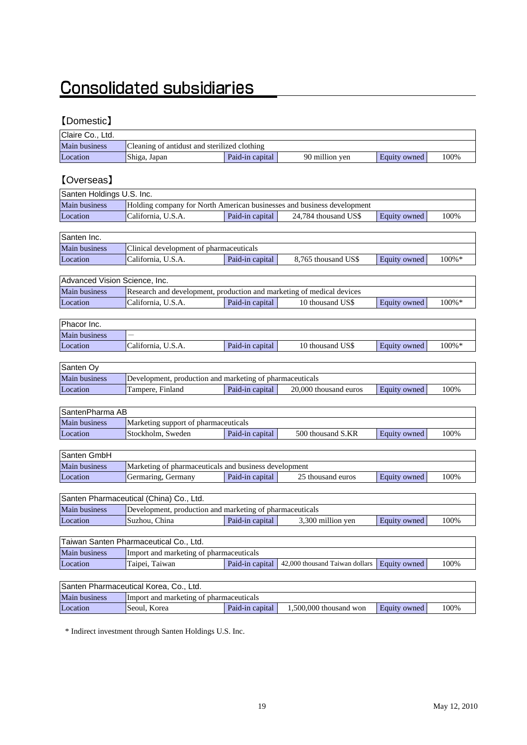# Consolidated subsidiaries

## 【Domestic】

| Claire Co., Ltd. | | | | | |
|---|---|---|---|---|---|
| Main business | Cleaning of antidust and sterilized clothing | | | | |
| Location | Shiga, Japan | Paid-in capital | 90 million yen | Equity owned | 100% |

## 【Overseas】

| Santen Holdings U.S. Inc. | | | | | |
|---|---|---|---|---|---|
| Main business | Holding company for North American businesses and business development | | | | |
| Location | California, U.S.A. | Paid-in capital | 24,784 thousand US$ | Equity owned | 100% |

| Santen Inc. | | | | | |
|---|---|---|---|---|---|
| Main business | Clinical development of pharmaceuticals | | | | |
| Location | California, U.S.A. | Paid-in capital | 8,765 thousand US$ | Equity owned | 100%* |

| Advanced Vision Science, Inc. | | | | | |
|---|---|---|---|---|---|
| Main business | Research and development, production and marketing of medical devices | | | | |
| Location | California, U.S.A. | Paid-in capital | 10 thousand US$ | Equity owned | 100%* |

| Phacor Inc. | | | | | |
|---|---|---|---|---|---|
| Main business | — | | | | |
| Location | California, U.S.A. | Paid-in capital | 10 thousand US$ | Equity owned | 100%* |

| Santen Oy | | | | | |
|---|---|---|---|---|---|
| Main business | Development, production and marketing of pharmaceuticals | | | | |
| Location | Tampere, Finland | Paid-in capital | 20,000 thousand euros | Equity owned | 100% |

| SantenPharma AB | | | | | |
|---|---|---|---|---|---|
| Main business | Marketing support of pharmaceuticals | | | | |
| Location | Stockholm, Sweden | Paid-in capital | 500 thousand S.KR | Equity owned | 100% |

| Santen GmbH | | | | | |
|---|---|---|---|---|---|
| Main business | Marketing of pharmaceuticals and business development | | | | |
| Location | Germaring, Germany | Paid-in capital | 25 thousand euros | Equity owned | 100% |

| Santen Pharmaceutical (China) Co., Ltd. | | | | | |
|---|---|---|---|---|---|
| Main business | Development, production and marketing of pharmaceuticals | | | | |
| Location | Suzhou, China | Paid-in capital | 3,300 million yen | Equity owned | 100% |

| Taiwan Santen Pharmaceutical Co., Ltd. | | | | | |
|---|---|---|---|---|---|
| Main business | Import and marketing of pharmaceuticals | | | | |
| Location | Taipei, Taiwan | Paid-in capital | 42,000 thousand Taiwan dollars | Equity owned | 100% |

| Santen Pharmaceutical Korea, Co., Ltd. | | | | | |
|---|---|---|---|---|---|
| Main business | Import and marketing of pharmaceuticals | | | | |
| Location | Seoul, Korea | Paid-in capital | 1,500,000 thousand won | Equity owned | 100% |

* Indirect investment through Santen Holdings U.S. Inc.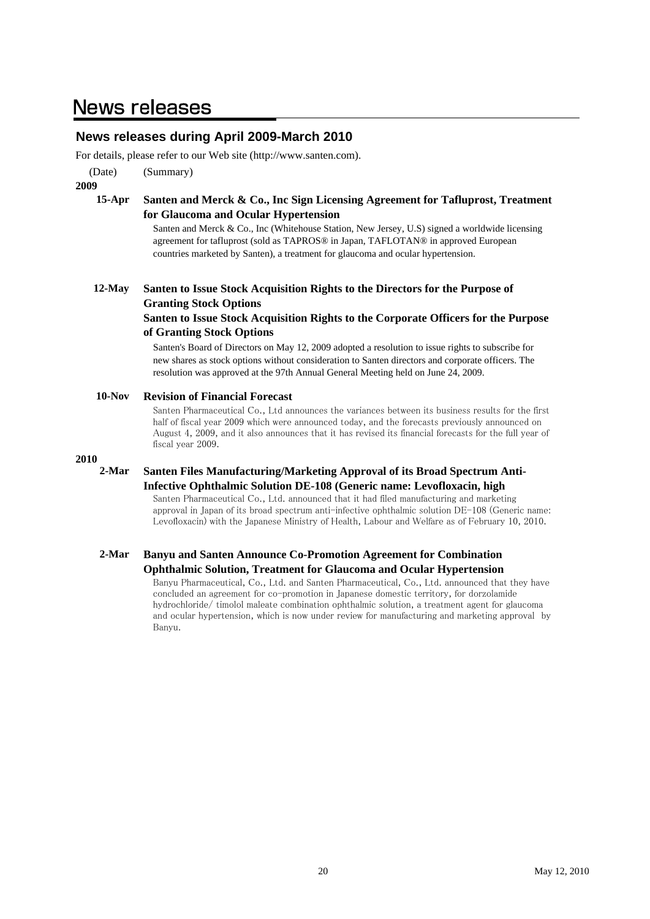# News releases

## News releases during April 2009-March 2010

For details, please refer to our Web site (http://www.santen.com).

(Date) (Summary)

**2009**

**15-Apr** **Santen and Merck & Co., Inc Sign Licensing Agreement for Tafluprost, Treatment for Glaucoma and Ocular Hypertension**

Santen and Merck & Co., Inc (Whitehouse Station, New Jersey, U.S) signed a worldwide licensing agreement for tafluprost (sold as TAPROS® in Japan, TAFLOTAN® in approved European countries marketed by Santen), a treatment for glaucoma and ocular hypertension.

**12-May** **Santen to Issue Stock Acquisition Rights to the Directors for the Purpose of Granting Stock Options**
**Santen to Issue Stock Acquisition Rights to the Corporate Officers for the Purpose of Granting Stock Options**

Santen's Board of Directors on May 12, 2009 adopted a resolution to issue rights to subscribe for new shares as stock options without consideration to Santen directors and corporate officers. The resolution was approved at the 97th Annual General Meeting held on June 24, 2009.

**10-Nov** **Revision of Financial Forecast**

Santen Pharmaceutical Co., Ltd announces the variances between its business results for the first half of fiscal year 2009 which were announced today, and the forecasts previously announced on August 4, 2009, and it also announces that it has revised its financial forecasts for the full year of fiscal year 2009.

**2010**

**2-Mar** **Santen Files Manufacturing/Marketing Approval of its Broad Spectrum Anti-Infective Ophthalmic Solution DE-108 (Generic name: Levofloxacin, high**

Santen Pharmaceutical Co., Ltd. announced that it had filed manufacturing and marketing approval in Japan of its broad spectrum anti-infective ophthalmic solution DE-108 (Generic name: Levofloxacin) with the Japanese Ministry of Health, Labour and Welfare as of February 10, 2010.

**2-Mar** **Banyu and Santen Announce Co-Promotion Agreement for Combination Ophthalmic Solution, Treatment for Glaucoma and Ocular Hypertension**

Banyu Pharmaceutical, Co., Ltd. and Santen Pharmaceutical, Co., Ltd. announced that they have concluded an agreement for co-promotion in Japanese domestic territory, for dorzolamide hydrochloride/ timolol maleate combination ophthalmic solution, a treatment agent for glaucoma and ocular hypertension, which is now under review for manufacturing and marketing approval by Banyu.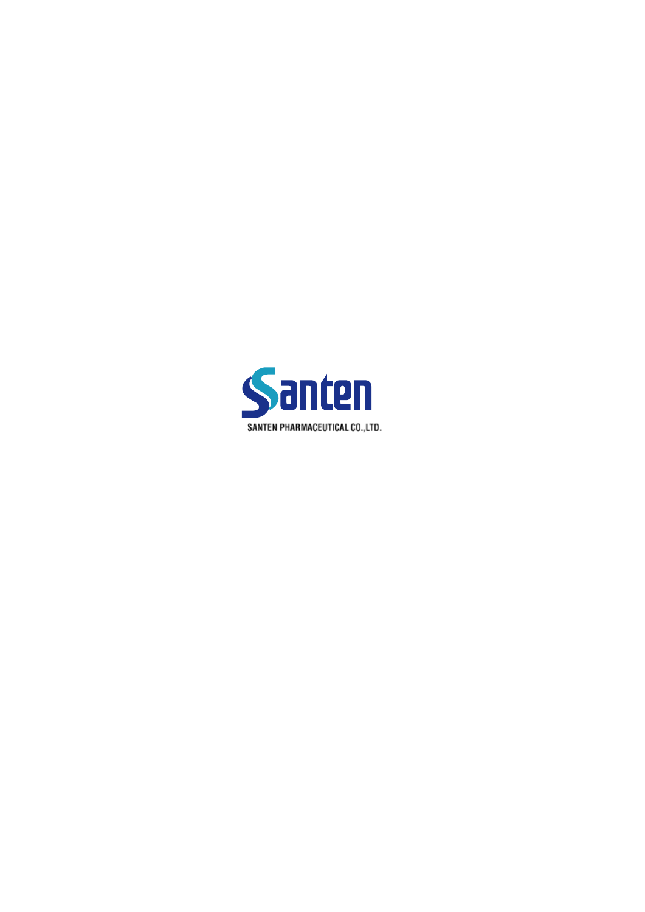Santen

SANTEN PHARMACEUTICAL CO.,LTD.